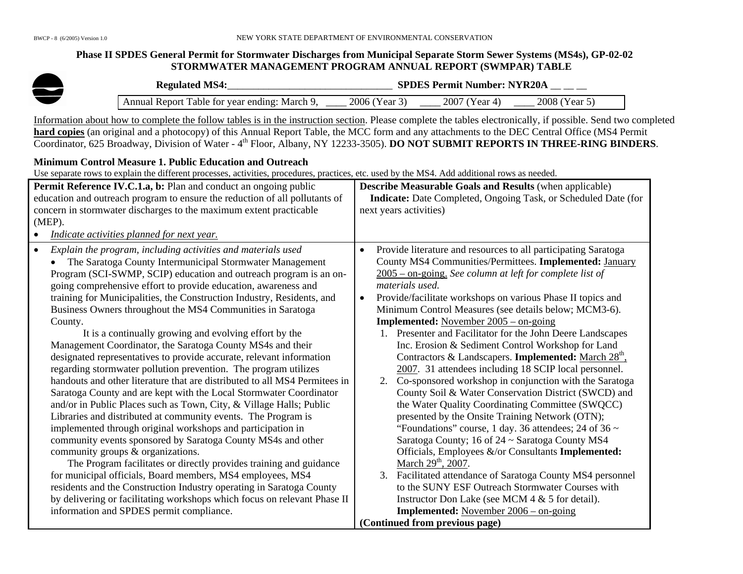BWCP - 8 (6/2005) Version 1.0 NEW YORK STATE DEPARTMENT OF ENVIRONMENTAL CONSERVATION

**Phase II SPDES General Permit for Stormwater Discharges from Municipal Separate Storm Sewer Systems (MS4s), GP-02-02**
**STORMWATER MANAGEMENT PROGRAM ANNUAL REPORT (SWMPAR) TABLE**

**Regulated MS4:**_________________________________ **SPDES Permit Number: NYR20A** __ __ __

Annual Report Table for year ending: March 9, ____ 2006 (Year 3) ____ 2007 (Year 4) ____ 2008 (Year 5)

Information about how to complete the follow tables is in the instruction section. Please complete the tables electronically, if possible. Send two completed **hard copies** (an original and a photocopy) of this Annual Report Table, the MCC form and any attachments to the DEC Central Office (MS4 Permit Coordinator, 625 Broadway, Division of Water - 4th Floor, Albany, NY 12233-3505). **DO NOT SUBMIT REPORTS IN THREE-RING BINDERS**.

**Minimum Control Measure 1. Public Education and Outreach**

Use separate rows to explain the different processes, activities, procedures, practices, etc. used by the MS4. Add additional rows as needed.

| **Permit Reference IV.C.1.a, b:** Plan and conduct an ongoing public education and outreach program to ensure the reduction of all pollutants of concern in stormwater discharges to the maximum extent practicable (MEP).<br>• *Indicate activities planned for next year.* | **Describe Measurable Goals and Results** (when applicable)<br>**Indicate:** Date Completed, Ongoing Task, or Scheduled Date (for next years activities) |
|---|---|
| • *Explain the program, including activities and materials used*<br>• The Saratoga County Intermunicipal Stormwater Management Program (SCI-SWMP, SCIP) education and outreach program is an on-going comprehensive effort to provide education, awareness and training for Municipalities, the Construction Industry, Residents, and Business Owners throughout the MS4 Communities in Saratoga County.<br>It is a continually growing and evolving effort by the Management Coordinator, the Saratoga County MS4s and their designated representatives to provide accurate, relevant information regarding stormwater pollution prevention. The program utilizes handouts and other literature that are distributed to all MS4 Permitees in Saratoga County and are kept with the Local Stormwater Coordinator and/or in Public Places such as Town, City, & Village Halls; Public Libraries and distributed at community events. The Program is implemented through original workshops and participation in community events sponsored by Saratoga County MS4s and other community groups & organizations.<br>The Program facilitates or directly provides training and guidance for municipal officials, Board members, MS4 employees, MS4 residents and the Construction Industry operating in Saratoga County by delivering or facilitating workshops which focus on relevant Phase II information and SPDES permit compliance. | • Provide literature and resources to all participating Saratoga County MS4 Communities/Permittees. **Implemented:** January 2005 – on-going. *See column at left for complete list of materials used.*<br>• Provide/facilitate workshops on various Phase II topics and Minimum Control Measures (see details below; MCM3-6). **Implemented:** November 2005 – on-going<br>1. Presenter and Facilitator for the John Deere Landscapes Inc. Erosion & Sediment Control Workshop for Land Contractors & Landscapers. **Implemented:** March 28th, 2007. 31 attendees including 18 SCIP local personnel.<br>2. Co-sponsored workshop in conjunction with the Saratoga County Soil & Water Conservation District (SWCD) and the Water Quality Coordinating Committee (SWQCC) presented by the Onsite Training Network (OTN); "Foundations" course, 1 day. 36 attendees; 24 of 36 ~ Saratoga County; 16 of 24 ~ Saratoga County MS4 Officials, Employees &/or Consultants **Implemented:** March 29th, 2007.<br>3. Facilitated attendance of Saratoga County MS4 personnel to the SUNY ESF Outreach Stormwater Courses with Instructor Don Lake (see MCM 4 & 5 for detail). **Implemented:** November 2006 – on-going<br>**(Continued from previous page)** |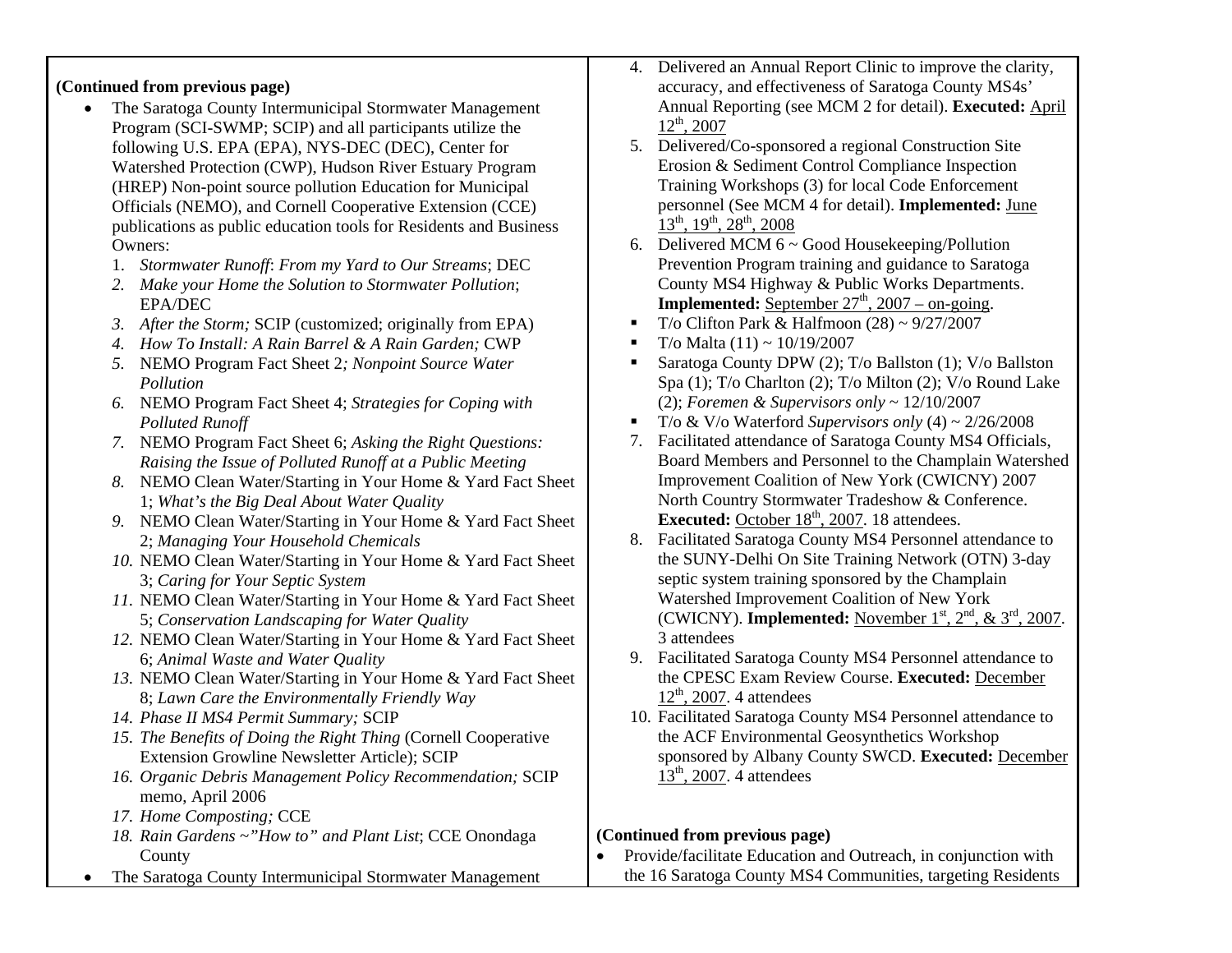**(Continued from previous page)**

- The Saratoga County Intermunicipal Stormwater Management Program (SCI-SWMP; SCIP) and all participants utilize the following U.S. EPA (EPA), NYS-DEC (DEC), Center for Watershed Protection (CWP), Hudson River Estuary Program (HREP) Non-point source pollution Education for Municipal Officials (NEMO), and Cornell Cooperative Extension (CCE) publications as public education tools for Residents and Business Owners:
  1. *Stormwater Runoff*: *From my Yard to Our Streams*; DEC
  2. *Make your Home the Solution to Stormwater Pollution*; EPA/DEC
  3. *After the Storm;* SCIP (customized; originally from EPA)
  4. *How To Install: A Rain Barrel & A Rain Garden;* CWP
  5. NEMO Program Fact Sheet 2*; Nonpoint Source Water Pollution*
  6. NEMO Program Fact Sheet 4; *Strategies for Coping with Polluted Runoff*
  7. NEMO Program Fact Sheet 6; *Asking the Right Questions: Raising the Issue of Polluted Runoff at a Public Meeting*
  8. NEMO Clean Water/Starting in Your Home & Yard Fact Sheet 1; *What's the Big Deal About Water Quality*
  9. NEMO Clean Water/Starting in Your Home & Yard Fact Sheet 2; *Managing Your Household Chemicals*
  10. NEMO Clean Water/Starting in Your Home & Yard Fact Sheet 3; *Caring for Your Septic System*
  11. NEMO Clean Water/Starting in Your Home & Yard Fact Sheet 5; *Conservation Landscaping for Water Quality*
  12. NEMO Clean Water/Starting in Your Home & Yard Fact Sheet 6; *Animal Waste and Water Quality*
  13. NEMO Clean Water/Starting in Your Home & Yard Fact Sheet 8; *Lawn Care the Environmentally Friendly Way*
  14. *Phase II MS4 Permit Summary;* SCIP
  15. *The Benefits of Doing the Right Thing* (Cornell Cooperative Extension Growline Newsletter Article); SCIP
  16. *Organic Debris Management Policy Recommendation;* SCIP memo, April 2006
  17. *Home Composting;* CCE
  18. *Rain Gardens ~"How to" and Plant List*; CCE Onondaga County
- The Saratoga County Intermunicipal Stormwater Management

4. Delivered an Annual Report Clinic to improve the clarity, accuracy, and effectiveness of Saratoga County MS4s' Annual Reporting (see MCM 2 for detail). **Executed:** April 12th, 2007
5. Delivered/Co-sponsored a regional Construction Site Erosion & Sediment Control Compliance Inspection Training Workshops (3) for local Code Enforcement personnel (See MCM 4 for detail). **Implemented:** June 13th, 19th, 28th, 2008
6. Delivered MCM 6 ~ Good Housekeeping/Pollution Prevention Program training and guidance to Saratoga County MS4 Highway & Public Works Departments. **Implemented:** September 27th, 2007 – on-going.
   - T/o Clifton Park & Halfmoon (28) ~ 9/27/2007
   - T/o Malta (11) ~ 10/19/2007
   - Saratoga County DPW (2); T/o Ballston (1); V/o Ballston Spa (1); T/o Charlton (2); T/o Milton (2); V/o Round Lake (2); *Foremen & Supervisors only* ~ 12/10/2007
   - T/o & V/o Waterford *Supervisors only* (4) ~ 2/26/2008
7. Facilitated attendance of Saratoga County MS4 Officials, Board Members and Personnel to the Champlain Watershed Improvement Coalition of New York (CWICNY) 2007 North Country Stormwater Tradeshow & Conference. **Executed:** October 18th, 2007. 18 attendees.
8. Facilitated Saratoga County MS4 Personnel attendance to the SUNY-Delhi On Site Training Network (OTN) 3-day septic system training sponsored by the Champlain Watershed Improvement Coalition of New York (CWICNY). **Implemented:** November 1st, 2nd, & 3rd, 2007. 3 attendees
9. Facilitated Saratoga County MS4 Personnel attendance to the CPESC Exam Review Course. **Executed:** December 12th, 2007. 4 attendees
10. Facilitated Saratoga County MS4 Personnel attendance to the ACF Environmental Geosynthetics Workshop sponsored by Albany County SWCD. **Executed:** December 13th, 2007. 4 attendees

**(Continued from previous page)**

- Provide/facilitate Education and Outreach, in conjunction with the 16 Saratoga County MS4 Communities, targeting Residents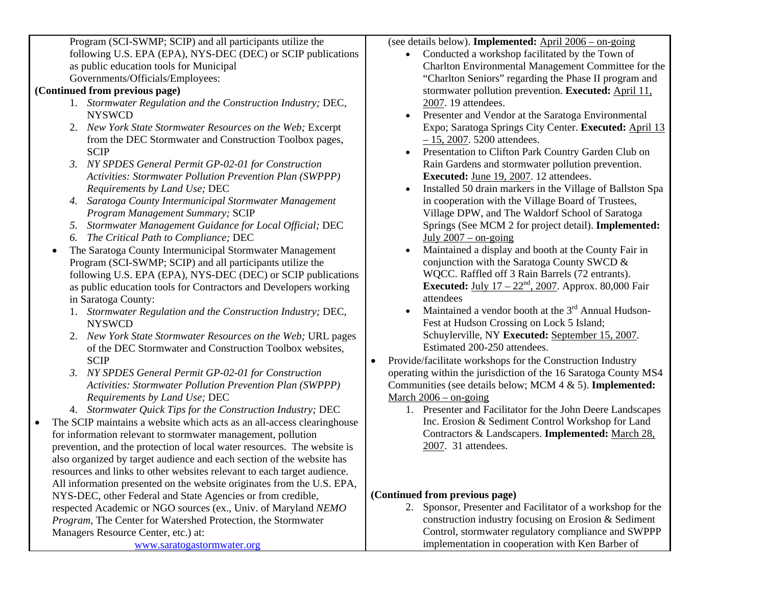Program (SCI-SWMP; SCIP) and all participants utilize the following U.S. EPA (EPA), NYS-DEC (DEC) or SCIP publications as public education tools for Municipal Governments/Officials/Employees:

**(Continued from previous page)**

1. *Stormwater Regulation and the Construction Industry;* DEC, NYSWCD
2. *New York State Stormwater Resources on the Web;* Excerpt from the DEC Stormwater and Construction Toolbox pages, SCIP
3. *NY SPDES General Permit GP-02-01 for Construction Activities: Stormwater Pollution Prevention Plan (SWPPP) Requirements by Land Use;* DEC
4. *Saratoga County Intermunicipal Stormwater Management Program Management Summary;* SCIP
5. *Stormwater Management Guidance for Local Official;* DEC
6. *The Critical Path to Compliance;* DEC

- The Saratoga County Intermunicipal Stormwater Management Program (SCI-SWMP; SCIP) and all participants utilize the following U.S. EPA (EPA), NYS-DEC (DEC) or SCIP publications as public education tools for Contractors and Developers working in Saratoga County:
  1. *Stormwater Regulation and the Construction Industry;* DEC, NYSWCD
  2. *New York State Stormwater Resources on the Web;* URL pages of the DEC Stormwater and Construction Toolbox websites, SCIP
  3. *NY SPDES General Permit GP-02-01 for Construction Activities: Stormwater Pollution Prevention Plan (SWPPP) Requirements by Land Use;* DEC
  4. *Stormwater Quick Tips for the Construction Industry;* DEC
- The SCIP maintains a website which acts as an all-access clearinghouse for information relevant to stormwater management, pollution prevention, and the protection of local water resources. The website is also organized by target audience and each section of the website has resources and links to other websites relevant to each target audience. All information presented on the website originates from the U.S. EPA, NYS-DEC, other Federal and State Agencies or from credible, respected Academic or NGO sources (ex., Univ. of Maryland *NEMO Program*, The Center for Watershed Protection, the Stormwater Managers Resource Center, etc.) at:

  www.saratogastormwater.org

(see details below). **Implemented:** April 2006 – on-going

- Conducted a workshop facilitated by the Town of Charlton Environmental Management Committee for the "Charlton Seniors" regarding the Phase II program and stormwater pollution prevention. **Executed:** April 11, 2007. 19 attendees.
- Presenter and Vendor at the Saratoga Environmental Expo; Saratoga Springs City Center. **Executed:** April 13 – 15, 2007. 5200 attendees.
- Presentation to Clifton Park Country Garden Club on Rain Gardens and stormwater pollution prevention. **Executed:** June 19, 2007. 12 attendees.
- Installed 50 drain markers in the Village of Ballston Spa in cooperation with the Village Board of Trustees, Village DPW, and The Waldorf School of Saratoga Springs (See MCM 2 for project detail). **Implemented:** July 2007 – on-going
- Maintained a display and booth at the County Fair in conjunction with the Saratoga County SWCD & WQCC. Raffled off 3 Rain Barrels (72 entrants). **Executed:** July 17 – 22nd, 2007. Approx. 80,000 Fair attendees
- Maintained a vendor booth at the 3rd Annual Hudson-Fest at Hudson Crossing on Lock 5 Island; Schuylerville, NY **Executed:** September 15, 2007. Estimated 200-250 attendees.

- Provide/facilitate workshops for the Construction Industry operating within the jurisdiction of the 16 Saratoga County MS4 Communities (see details below; MCM 4 & 5). **Implemented:** March 2006 – on-going
  1. Presenter and Facilitator for the John Deere Landscapes Inc. Erosion & Sediment Control Workshop for Land Contractors & Landscapers. **Implemented:** March 28, 2007. 31 attendees.

**(Continued from previous page)**

  2. Sponsor, Presenter and Facilitator of a workshop for the construction industry focusing on Erosion & Sediment Control, stormwater regulatory compliance and SWPPP implementation in cooperation with Ken Barber of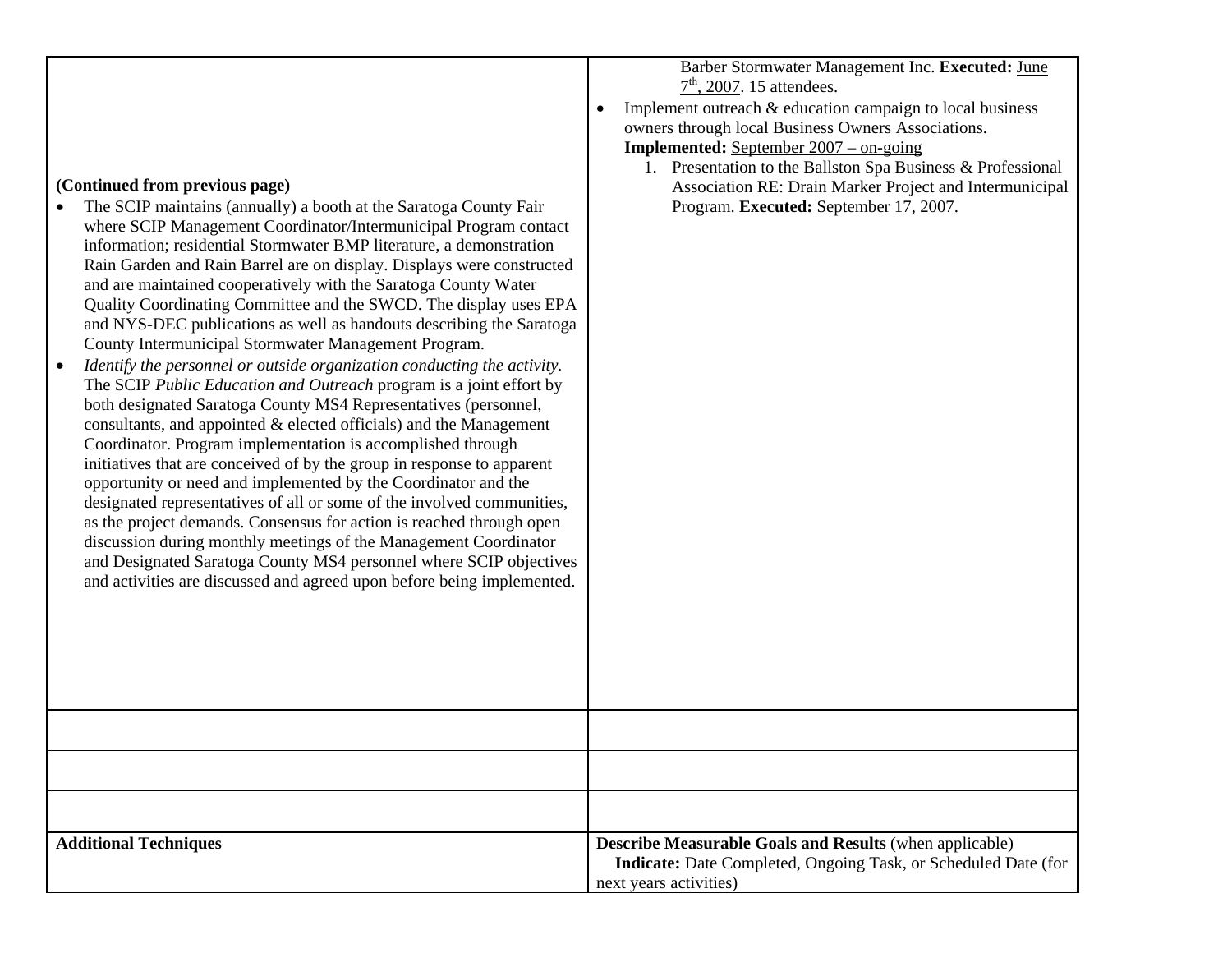| **(Continued from previous page)**<br>• The SCIP maintains (annually) a booth at the Saratoga County Fair where SCIP Management Coordinator/Intermunicipal Program contact information; residential Stormwater BMP literature, a demonstration Rain Garden and Rain Barrel are on display. Displays were constructed and are maintained cooperatively with the Saratoga County Water Quality Coordinating Committee and the SWCD. The display uses EPA and NYS-DEC publications as well as handouts describing the Saratoga County Intermunicipal Stormwater Management Program.<br>• *Identify the personnel or outside organization conducting the activity.* The SCIP *Public Education and Outreach* program is a joint effort by both designated Saratoga County MS4 Representatives (personnel, consultants, and appointed & elected officials) and the Management Coordinator. Program implementation is accomplished through initiatives that are conceived of by the group in response to apparent opportunity or need and implemented by the Coordinator and the designated representatives of all or some of the involved communities, as the project demands. Consensus for action is reached through open discussion during monthly meetings of the Management Coordinator and Designated Saratoga County MS4 personnel where SCIP objectives and activities are discussed and agreed upon before being implemented. | Barber Stormwater Management Inc. **Executed:** June 7th, 2007. 15 attendees.<br>• Implement outreach & education campaign to local business owners through local Business Owners Associations. **Implemented:** September 2007 – on-going<br>1. Presentation to the Ballston Spa Business & Professional Association RE: Drain Marker Project and Intermunicipal Program. **Executed:** September 17, 2007. |
|---|---|
| | |
| | |
| | |
| **Additional Techniques** | **Describe Measurable Goals and Results** (when applicable)<br>**Indicate:** Date Completed, Ongoing Task, or Scheduled Date (for next years activities) |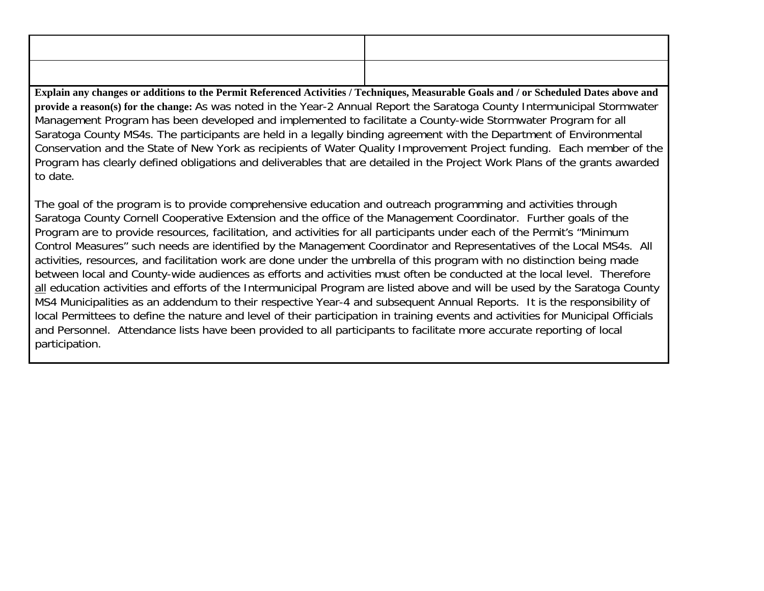| | |
|---|---|
| | |
| | |

**Explain any changes or additions to the Permit Referenced Activities / Techniques, Measurable Goals and / or Scheduled Dates above and provide a reason(s) for the change:** As was noted in the Year-2 Annual Report the Saratoga County Intermunicipal Stormwater Management Program has been developed and implemented to facilitate a County-wide Stormwater Program for all Saratoga County MS4s. The participants are held in a legally binding agreement with the Department of Environmental Conservation and the State of New York as recipients of Water Quality Improvement Project funding. Each member of the Program has clearly defined obligations and deliverables that are detailed in the Project Work Plans of the grants awarded to date.

The goal of the program is to provide comprehensive education and outreach programming and activities through Saratoga County Cornell Cooperative Extension and the office of the Management Coordinator. Further goals of the Program are to provide resources, facilitation, and activities for all participants under each of the Permit's "Minimum Control Measures" such needs are identified by the Management Coordinator and Representatives of the Local MS4s. All activities, resources, and facilitation work are done under the umbrella of this program with no distinction being made between local and County-wide audiences as efforts and activities must often be conducted at the local level. Therefore all education activities and efforts of the Intermunicipal Program are listed above and will be used by the Saratoga County MS4 Municipalities as an addendum to their respective Year-4 and subsequent Annual Reports. It is the responsibility of local Permittees to define the nature and level of their participation in training events and activities for Municipal Officials and Personnel. Attendance lists have been provided to all participants to facilitate more accurate reporting of local participation.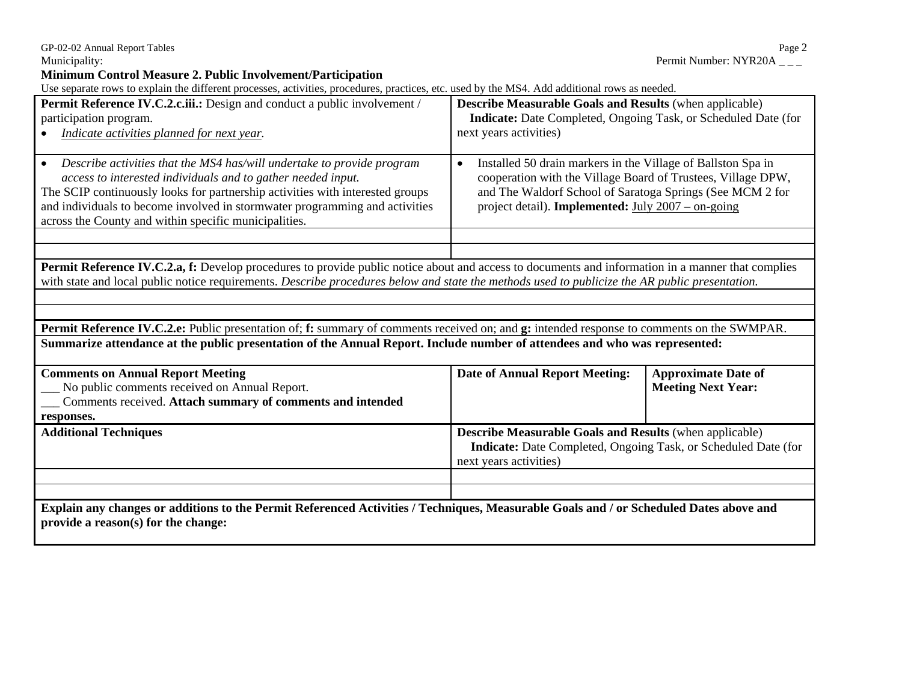Municipality: Permit Number: NYR20A _ _ _

**Minimum Control Measure 2. Public Involvement/Participation**

Use separate rows to explain the different processes, activities, procedures, practices, etc. used by the MS4. Add additional rows as needed.

| **Permit Reference IV.C.2.c.iii.:** Design and conduct a public involvement / participation program. <br>• *Indicate activities planned for next year.* | **Describe Measurable Goals and Results** (when applicable) **Indicate:** Date Completed, Ongoing Task, or Scheduled Date (for next years activities) | |
|---|---|---|
| • *Describe activities that the MS4 has/will undertake to provide program access to interested individuals and to gather needed input.* <br>The SCIP continuously looks for partnership activities with interested groups and individuals to become involved in stormwater programming and activities across the County and within specific municipalities. | • Installed 50 drain markers in the Village of Ballston Spa in cooperation with the Village Board of Trustees, Village DPW, and The Waldorf School of Saratoga Springs (See MCM 2 for project detail). **Implemented:** July 2007 – on-going | |
| | | |
| | | |
| **Permit Reference IV.C.2.a, f:** Develop procedures to provide public notice about and access to documents and information in a manner that complies with state and local public notice requirements. *Describe procedures below and state the methods used to publicize the AR public presentation.* | | |
| | | |
| | | |
| **Permit Reference IV.C.2.e:** Public presentation of; **f:** summary of comments received on; and **g:** intended response to comments on the SWMPAR. | | |
| **Summarize attendance at the public presentation of the Annual Report. Include number of attendees and who was represented:** | | |
| **Comments on Annual Report Meeting** <br>___ No public comments received on Annual Report. <br>___ Comments received. **Attach summary of comments and intended responses.** | **Date of Annual Report Meeting:** | **Approximate Date of Meeting Next Year:** |
| **Additional Techniques** | **Describe Measurable Goals and Results** (when applicable) **Indicate:** Date Completed, Ongoing Task, or Scheduled Date (for next years activities) | |
| | | |
| | | |
| **Explain any changes or additions to the Permit Referenced Activities / Techniques, Measurable Goals and / or Scheduled Dates above and provide a reason(s) for the change:** | | |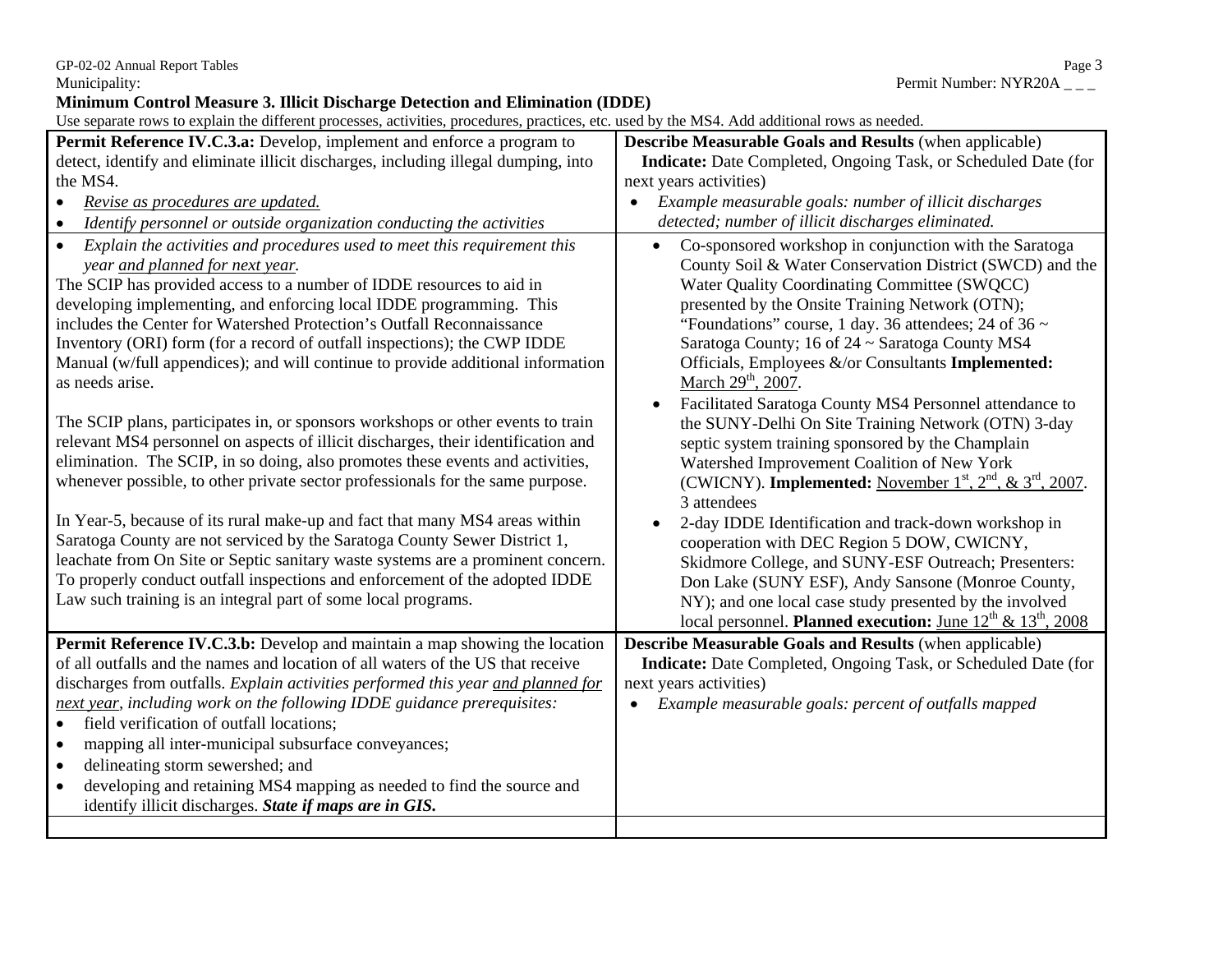Municipality: Permit Number: NYR20A _ _ _

**Minimum Control Measure 3. Illicit Discharge Detection and Elimination (IDDE)**

Use separate rows to explain the different processes, activities, procedures, practices, etc. used by the MS4. Add additional rows as needed.

| **Permit Reference IV.C.3.a:** Develop, implement and enforce a program to detect, identify and eliminate illicit discharges, including illegal dumping, into the MS4.<br>• *Revise as procedures are updated.*<br>• *Identify personnel or outside organization conducting the activities* | **Describe Measurable Goals and Results** (when applicable)<br>**Indicate:** Date Completed, Ongoing Task, or Scheduled Date (for next years activities)<br>• *Example measurable goals: number of illicit discharges detected; number of illicit discharges eliminated.* |
|---|---|
| • *Explain the activities and procedures used to meet this requirement this year and planned for next year.*<br>The SCIP has provided access to a number of IDDE resources to aid in developing implementing, and enforcing local IDDE programming. This includes the Center for Watershed Protection's Outfall Reconnaissance Inventory (ORI) form (for a record of outfall inspections); the CWP IDDE Manual (w/full appendices); and will continue to provide additional information as needs arise.<br><br>The SCIP plans, participates in, or sponsors workshops or other events to train relevant MS4 personnel on aspects of illicit discharges, their identification and elimination. The SCIP, in so doing, also promotes these events and activities, whenever possible, to other private sector professionals for the same purpose.<br><br>In Year-5, because of its rural make-up and fact that many MS4 areas within Saratoga County are not serviced by the Saratoga County Sewer District 1, leachate from On Site or Septic sanitary waste systems are a prominent concern. To properly conduct outfall inspections and enforcement of the adopted IDDE Law such training is an integral part of some local programs. | • Co-sponsored workshop in conjunction with the Saratoga County Soil & Water Conservation District (SWCD) and the Water Quality Coordinating Committee (SWQCC) presented by the Onsite Training Network (OTN); "Foundations" course, 1 day. 36 attendees; 24 of 36 ~ Saratoga County; 16 of 24 ~ Saratoga County MS4 Officials, Employees &/or Consultants **Implemented:** March 29th, 2007.<br>• Facilitated Saratoga County MS4 Personnel attendance to the SUNY-Delhi On Site Training Network (OTN) 3-day septic system training sponsored by the Champlain Watershed Improvement Coalition of New York (CWICNY). **Implemented:** November 1st, 2nd, & 3rd, 2007. 3 attendees<br>• 2-day IDDE Identification and track-down workshop in cooperation with DEC Region 5 DOW, CWICNY, Skidmore College, and SUNY-ESF Outreach; Presenters: Don Lake (SUNY ESF), Andy Sansone (Monroe County, NY); and one local case study presented by the involved local personnel. **Planned execution:** June 12th & 13th, 2008 |
| **Permit Reference IV.C.3.b:** Develop and maintain a map showing the location of all outfalls and the names and location of all waters of the US that receive discharges from outfalls. *Explain activities performed this year and planned for next year, including work on the following IDDE guidance prerequisites:*<br>• field verification of outfall locations;<br>• mapping all inter-municipal subsurface conveyances;<br>• delineating storm sewershed; and<br>• developing and retaining MS4 mapping as needed to find the source and identify illicit discharges. ***State if maps are in GIS.*** | **Describe Measurable Goals and Results** (when applicable)<br>**Indicate:** Date Completed, Ongoing Task, or Scheduled Date (for next years activities)<br>• *Example measurable goals: percent of outfalls mapped* |
| | |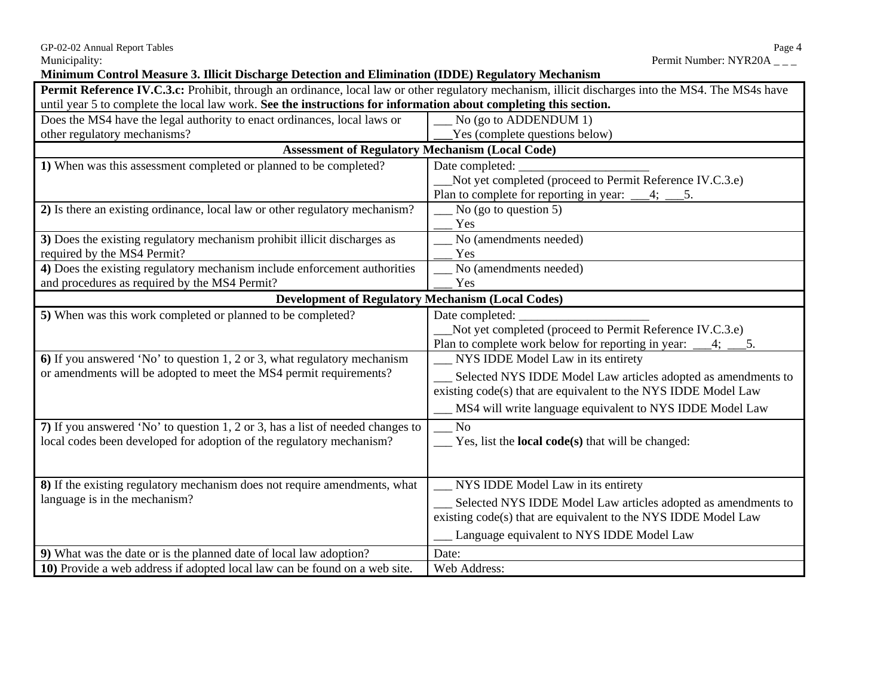Municipality: Permit Number: NYR20A _ _ _

**Minimum Control Measure 3. Illicit Discharge Detection and Elimination (IDDE) Regulatory Mechanism**

| **Permit Reference IV.C.3.c:** Prohibit, through an ordinance, local law or other regulatory mechanism, illicit discharges into the MS4. The MS4s have until year 5 to complete the local law work. **See the instructions for information about completing this section.** | |
|---|---|
| Does the MS4 have the legal authority to enact ordinances, local laws or other regulatory mechanisms? | ___ No (go to ADDENDUM 1)<br>___Yes (complete questions below) |
| **Assessment of Regulatory Mechanism (Local Code)** | |
| **1)** When was this assessment completed or planned to be completed? | Date completed: _____________________<br>___Not yet completed (proceed to Permit Reference IV.C.3.e)<br>Plan to complete for reporting in year: ___4; ___5. |
| **2)** Is there an existing ordinance, local law or other regulatory mechanism? | ___ No (go to question 5)<br>___ Yes |
| **3)** Does the existing regulatory mechanism prohibit illicit discharges as required by the MS4 Permit? | ___ No (amendments needed)<br>___ Yes |
| **4)** Does the existing regulatory mechanism include enforcement authorities and procedures as required by the MS4 Permit? | ___ No (amendments needed)<br>___ Yes |
| **Development of Regulatory Mechanism (Local Codes)** | |
| **5)** When was this work completed or planned to be completed? | Date completed: _____________________<br>___Not yet completed (proceed to Permit Reference IV.C.3.e)<br>Plan to complete work below for reporting in year: ___4; ___5. |
| **6)** If you answered 'No' to question 1, 2 or 3, what regulatory mechanism or amendments will be adopted to meet the MS4 permit requirements? | ___ NYS IDDE Model Law in its entirety<br>___ Selected NYS IDDE Model Law articles adopted as amendments to existing code(s) that are equivalent to the NYS IDDE Model Law<br>___ MS4 will write language equivalent to NYS IDDE Model Law |
| **7)** If you answered 'No' to question 1, 2 or 3, has a list of needed changes to local codes been developed for adoption of the regulatory mechanism? | ___ No<br>___ Yes, list the **local code(s)** that will be changed: |
| **8)** If the existing regulatory mechanism does not require amendments, what language is in the mechanism? | ___ NYS IDDE Model Law in its entirety<br>___ Selected NYS IDDE Model Law articles adopted as amendments to existing code(s) that are equivalent to the NYS IDDE Model Law<br>___ Language equivalent to NYS IDDE Model Law |
| **9)** What was the date or is the planned date of local law adoption? | Date: |
| **10)** Provide a web address if adopted local law can be found on a web site. | Web Address: |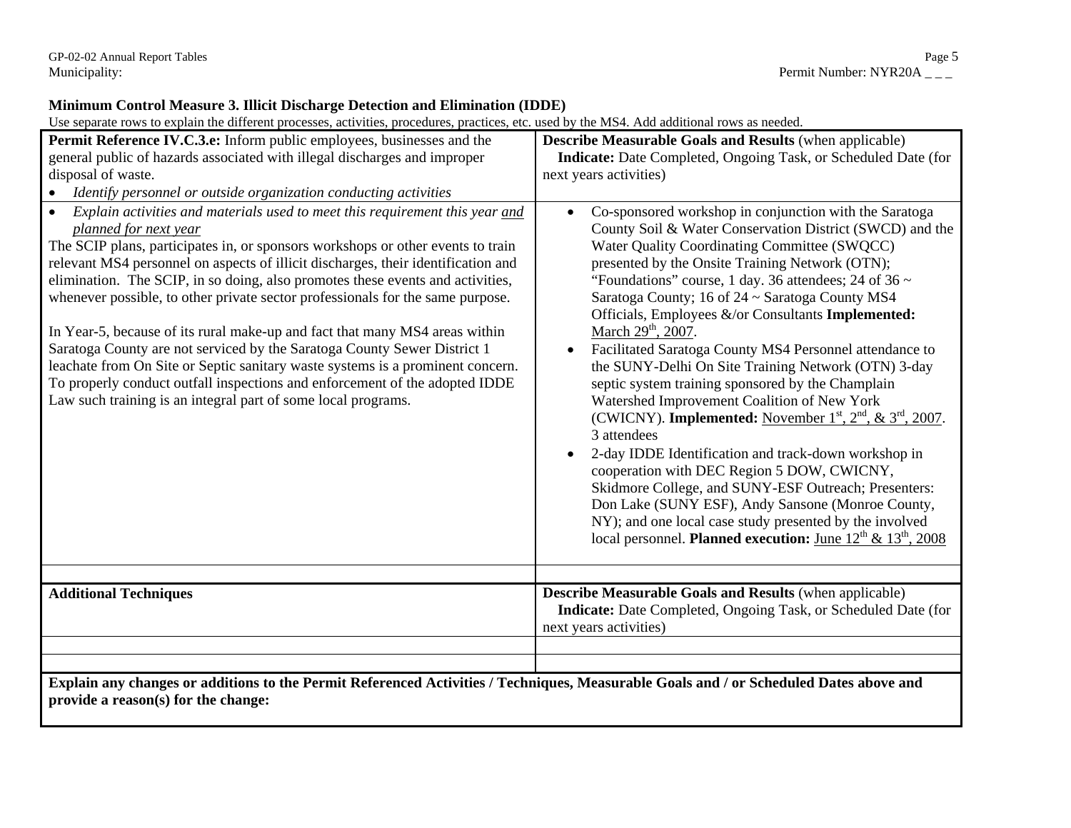Municipality: Permit Number: NYR20A _ _ _

**Minimum Control Measure 3. Illicit Discharge Detection and Elimination (IDDE)**

Use separate rows to explain the different processes, activities, procedures, practices, etc. used by the MS4. Add additional rows as needed.

| **Permit Reference IV.C.3.e:** Inform public employees, businesses and the general public of hazards associated with illegal discharges and improper disposal of waste.<br>• *Identify personnel or outside organization conducting activities* | **Describe Measurable Goals and Results** (when applicable)<br>**Indicate:** Date Completed, Ongoing Task, or Scheduled Date (for next years activities) |
|---|---|
| • *Explain activities and materials used to meet this requirement this year and planned for next year*<br>The SCIP plans, participates in, or sponsors workshops or other events to train relevant MS4 personnel on aspects of illicit discharges, their identification and elimination. The SCIP, in so doing, also promotes these events and activities, whenever possible, to other private sector professionals for the same purpose.<br><br>In Year-5, because of its rural make-up and fact that many MS4 areas within Saratoga County are not serviced by the Saratoga County Sewer District 1 leachate from On Site or Septic sanitary waste systems is a prominent concern. To properly conduct outfall inspections and enforcement of the adopted IDDE Law such training is an integral part of some local programs. | • Co-sponsored workshop in conjunction with the Saratoga County Soil & Water Conservation District (SWCD) and the Water Quality Coordinating Committee (SWQCC) presented by the Onsite Training Network (OTN); "Foundations" course, 1 day. 36 attendees; 24 of 36 ~ Saratoga County; 16 of 24 ~ Saratoga County MS4 Officials, Employees &/or Consultants **Implemented:** March 29th, 2007.<br>• Facilitated Saratoga County MS4 Personnel attendance to the SUNY-Delhi On Site Training Network (OTN) 3-day septic system training sponsored by the Champlain Watershed Improvement Coalition of New York (CWICNY). **Implemented:** November 1st, 2nd, & 3rd, 2007. 3 attendees<br>• 2-day IDDE Identification and track-down workshop in cooperation with DEC Region 5 DOW, CWICNY, Skidmore College, and SUNY-ESF Outreach; Presenters: Don Lake (SUNY ESF), Andy Sansone (Monroe County, NY); and one local case study presented by the involved local personnel. **Planned execution:** June 12th & 13th, 2008 |
| | |
| **Additional Techniques** | **Describe Measurable Goals and Results** (when applicable)<br>**Indicate:** Date Completed, Ongoing Task, or Scheduled Date (for next years activities) |
| | |
| | |

**Explain any changes or additions to the Permit Referenced Activities / Techniques, Measurable Goals and / or Scheduled Dates above and provide a reason(s) for the change:**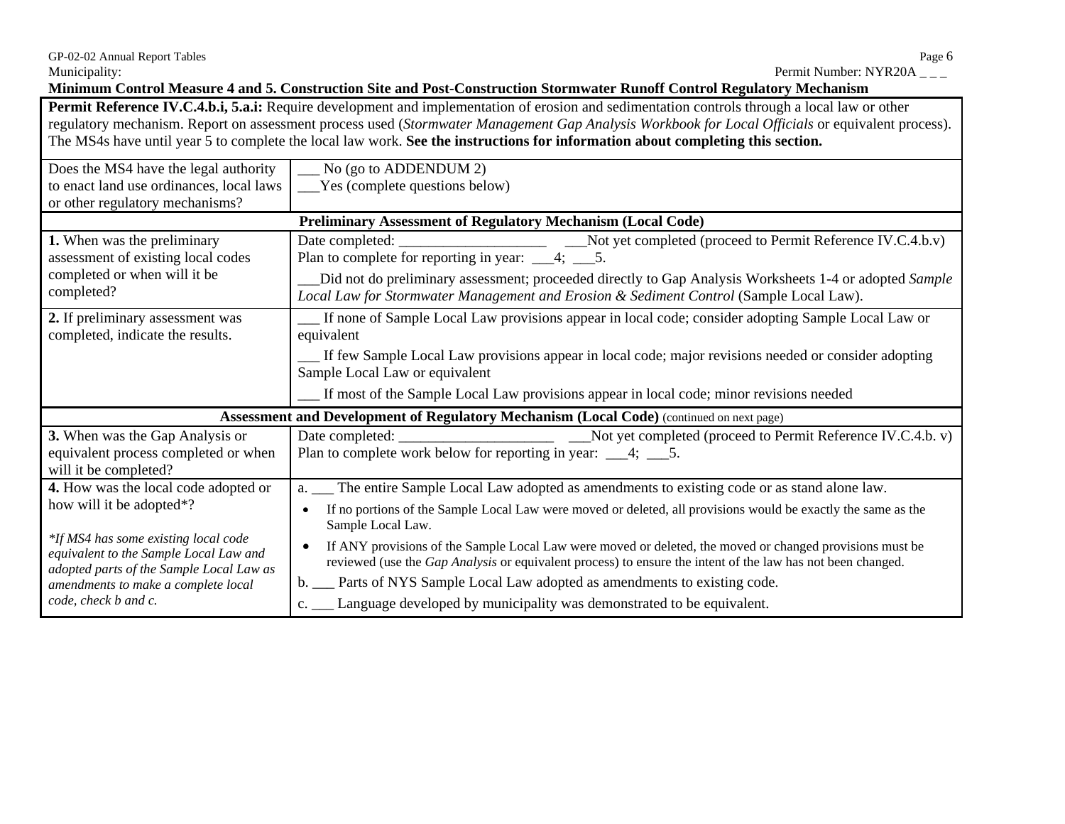Municipality: Permit Number: NYR20A _ _ _

**Minimum Control Measure 4 and 5. Construction Site and Post-Construction Stormwater Runoff Control Regulatory Mechanism**

**Permit Reference IV.C.4.b.i, 5.a.i:** Require development and implementation of erosion and sedimentation controls through a local law or other regulatory mechanism. Report on assessment process used (*Stormwater Management Gap Analysis Workbook for Local Officials* or equivalent process). The MS4s have until year 5 to complete the local law work. **See the instructions for information about completing this section.**

| | |
|---|---|
| Does the MS4 have the legal authority to enact land use ordinances, local laws or other regulatory mechanisms? | ___ No (go to ADDENDUM 2)<br>___Yes (complete questions below) |
| **Preliminary Assessment of Regulatory Mechanism (Local Code)** | |
| **1.** When was the preliminary assessment of existing local codes completed or when will it be completed? | Date completed: ___________________ ___Not yet completed (proceed to Permit Reference IV.C.4.b.v)<br>Plan to complete for reporting in year: ___4; ___5.<br>___Did not do preliminary assessment; proceeded directly to Gap Analysis Worksheets 1-4 or adopted *Sample Local Law for Stormwater Management and Erosion & Sediment Control* (Sample Local Law). |
| **2.** If preliminary assessment was completed, indicate the results. | ___ If none of Sample Local Law provisions appear in local code; consider adopting Sample Local Law or equivalent<br>___ If few Sample Local Law provisions appear in local code; major revisions needed or consider adopting Sample Local Law or equivalent<br>___ If most of the Sample Local Law provisions appear in local code; minor revisions needed |
| **Assessment and Development of Regulatory Mechanism (Local Code)** (continued on next page) | |
| **3.** When was the Gap Analysis or equivalent process completed or when will it be completed? | Date completed: ____________________ ___Not yet completed (proceed to Permit Reference IV.C.4.b. v)<br>Plan to complete work below for reporting in year: ___4; ___5. |
| **4.** How was the local code adopted or how will it be adopted*?<br><br>*\*If MS4 has some existing local code equivalent to the Sample Local Law and adopted parts of the Sample Local Law as amendments to make a complete local code, check b and c.* | a. ___ The entire Sample Local Law adopted as amendments to existing code or as stand alone law.<br>• If no portions of the Sample Local Law were moved or deleted, all provisions would be exactly the same as the Sample Local Law.<br>• If ANY provisions of the Sample Local Law were moved or deleted, the moved or changed provisions must be reviewed (use the *Gap Analysis* or equivalent process) to ensure the intent of the law has not been changed.<br>b. ___ Parts of NYS Sample Local Law adopted as amendments to existing code.<br>c. ___ Language developed by municipality was demonstrated to be equivalent. |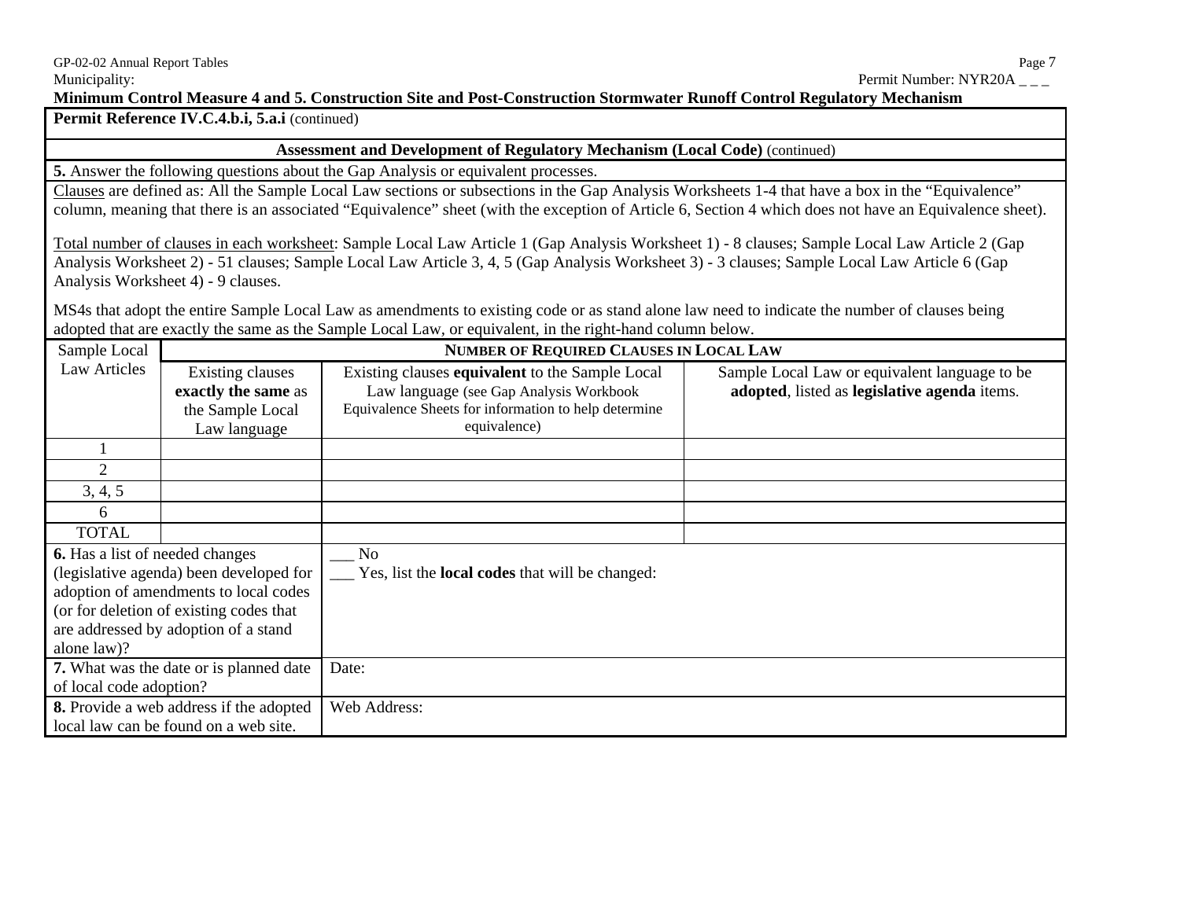**Minimum Control Measure 4 and 5. Construction Site and Post-Construction Stormwater Runoff Control Regulatory Mechanism**

**Permit Reference IV.C.4.b.i, 5.a.i** (continued)

**Assessment and Development of Regulatory Mechanism (Local Code)** (continued)

**5.** Answer the following questions about the Gap Analysis or equivalent processes.

Clauses are defined as: All the Sample Local Law sections or subsections in the Gap Analysis Worksheets 1-4 that have a box in the "Equivalence" column, meaning that there is an associated "Equivalence" sheet (with the exception of Article 6, Section 4 which does not have an Equivalence sheet).

Total number of clauses in each worksheet: Sample Local Law Article 1 (Gap Analysis Worksheet 1) - 8 clauses; Sample Local Law Article 2 (Gap Analysis Worksheet 2) - 51 clauses; Sample Local Law Article 3, 4, 5 (Gap Analysis Worksheet 3) - 3 clauses; Sample Local Law Article 6 (Gap Analysis Worksheet 4) - 9 clauses.

MS4s that adopt the entire Sample Local Law as amendments to existing code or as stand alone law need to indicate the number of clauses being adopted that are exactly the same as the Sample Local Law, or equivalent, in the right-hand column below.

| Sample Local Law Articles | NUMBER OF REQUIRED CLAUSES IN LOCAL LAW | | |
|---|---|---|---|
| | Existing clauses **exactly the same** as the Sample Local Law language | Existing clauses **equivalent** to the Sample Local Law language (see Gap Analysis Workbook Equivalence Sheets for information to help determine equivalence) | Sample Local Law or equivalent language to be **adopted**, listed as **legislative agenda** items. |
| 1 | | | |
| 2 | | | |
| 3, 4, 5 | | | |
| 6 | | | |
| TOTAL | | | |

| | |
|---|---|
| **6.** Has a list of needed changes (legislative agenda) been developed for adoption of amendments to local codes (or for deletion of existing codes that are addressed by adoption of a stand alone law)? | ___ No<br>___ Yes, list the **local codes** that will be changed: |
| **7.** What was the date or is planned date of local code adoption? | Date: |
| **8.** Provide a web address if the adopted local law can be found on a web site. | Web Address: |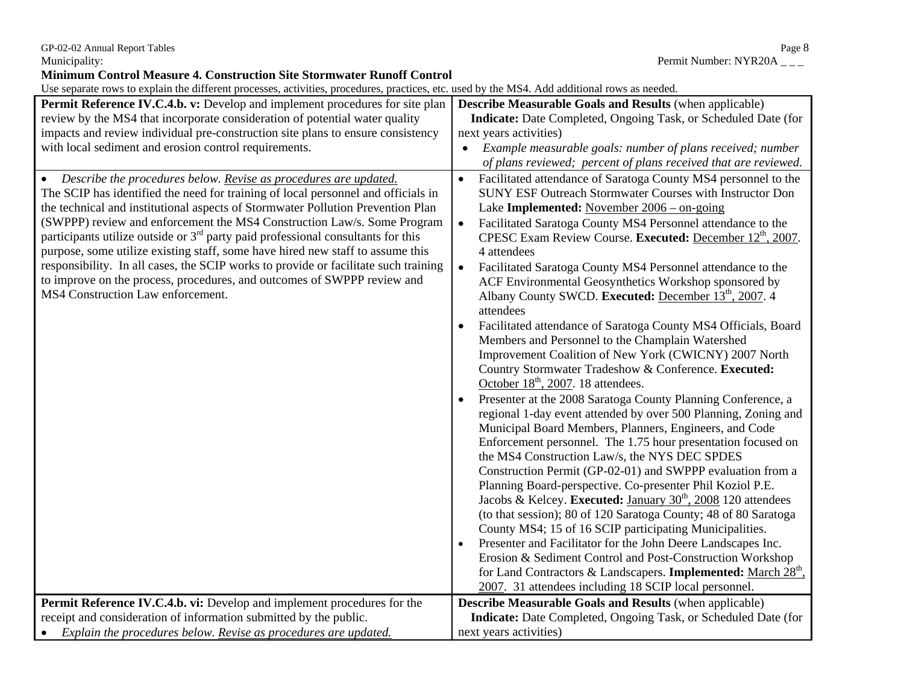Municipality:

Permit Number: NYR20A _ _ _

**Minimum Control Measure 4. Construction Site Stormwater Runoff Control**

Use separate rows to explain the different processes, activities, procedures, practices, etc. used by the MS4. Add additional rows as needed.

| **Permit Reference IV.C.4.b. v:** Develop and implement procedures for site plan review by the MS4 that incorporate consideration of potential water quality impacts and review individual pre-construction site plans to ensure consistency with local sediment and erosion control requirements. | **Describe Measurable Goals and Results** (when applicable) **Indicate:** Date Completed, Ongoing Task, or Scheduled Date (for next years activities) <br>• *Example measurable goals: number of plans received; number of plans reviewed; percent of plans received that are reviewed.* |
|---|---|
| • *Describe the procedures below. Revise as procedures are updated.* <br>The SCIP has identified the need for training of local personnel and officials in the technical and institutional aspects of Stormwater Pollution Prevention Plan (SWPPP) review and enforcement the MS4 Construction Law/s. Some Program participants utilize outside or 3rd party paid professional consultants for this purpose, some utilize existing staff, some have hired new staff to assume this responsibility. In all cases, the SCIP works to provide or facilitate such training to improve on the process, procedures, and outcomes of SWPPP review and MS4 Construction Law enforcement. | • Facilitated attendance of Saratoga County MS4 personnel to the SUNY ESF Outreach Stormwater Courses with Instructor Don Lake **Implemented:** November 2006 – on-going <br>• Facilitated Saratoga County MS4 Personnel attendance to the CPESC Exam Review Course. **Executed:** December 12th, 2007. 4 attendees <br>• Facilitated Saratoga County MS4 Personnel attendance to the ACF Environmental Geosynthetics Workshop sponsored by Albany County SWCD. **Executed:** December 13th, 2007. 4 attendees <br>• Facilitated attendance of Saratoga County MS4 Officials, Board Members and Personnel to the Champlain Watershed Improvement Coalition of New York (CWICNY) 2007 North Country Stormwater Tradeshow & Conference. **Executed:** October 18th, 2007. 18 attendees. <br>• Presenter at the 2008 Saratoga County Planning Conference, a regional 1-day event attended by over 500 Planning, Zoning and Municipal Board Members, Planners, Engineers, and Code Enforcement personnel. The 1.75 hour presentation focused on the MS4 Construction Law/s, the NYS DEC SPDES Construction Permit (GP-02-01) and SWPPP evaluation from a Planning Board-perspective. Co-presenter Phil Koziol P.E. Jacobs & Kelcey. **Executed:** January 30th, 2008 120 attendees (to that session); 80 of 120 Saratoga County; 48 of 80 Saratoga County MS4; 15 of 16 SCIP participating Municipalities. <br>• Presenter and Facilitator for the John Deere Landscapes Inc. Erosion & Sediment Control and Post-Construction Workshop for Land Contractors & Landscapers. **Implemented:** March 28th, 2007. 31 attendees including 18 SCIP local personnel. |
| **Permit Reference IV.C.4.b. vi:** Develop and implement procedures for the receipt and consideration of information submitted by the public. <br>• *Explain the procedures below. Revise as procedures are updated.* | **Describe Measurable Goals and Results** (when applicable) **Indicate:** Date Completed, Ongoing Task, or Scheduled Date (for next years activities) |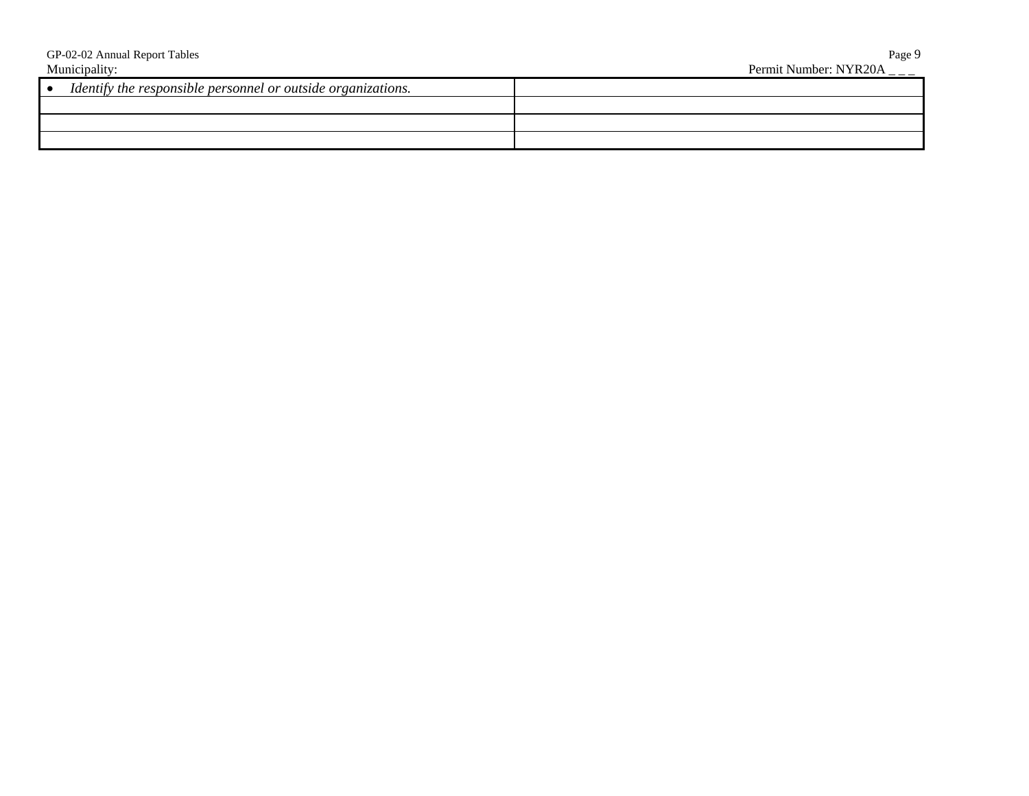| • *Identify the responsible personnel or outside organizations.* | |
|---|---|
| | |
| | |
| | |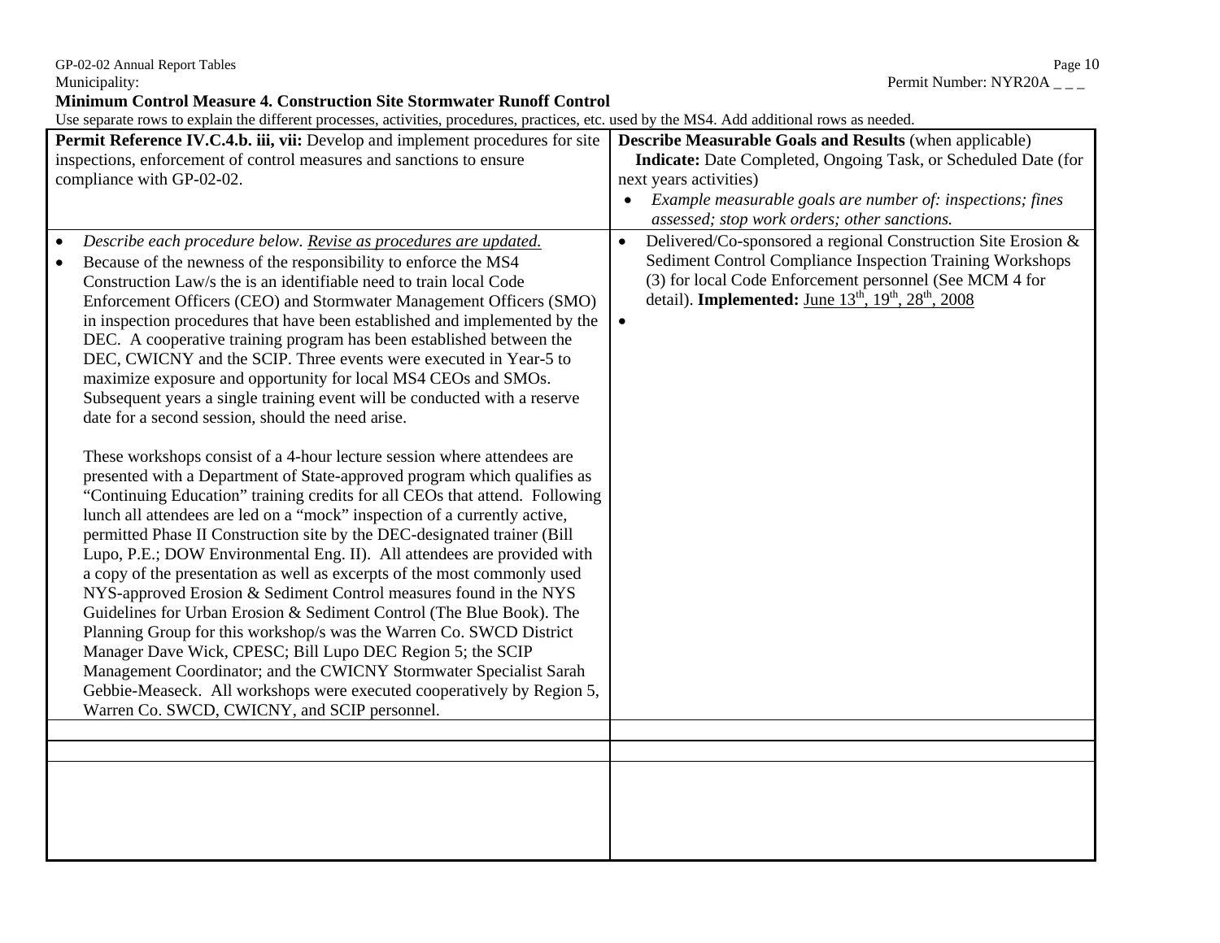Municipality: Permit Number: NYR20A _ _ _

**Minimum Control Measure 4. Construction Site Stormwater Runoff Control**

Use separate rows to explain the different processes, activities, procedures, practices, etc. used by the MS4. Add additional rows as needed.

| **Permit Reference IV.C.4.b. iii, vii:** Develop and implement procedures for site inspections, enforcement of control measures and sanctions to ensure compliance with GP-02-02. | **Describe Measurable Goals and Results** (when applicable) **Indicate:** Date Completed, Ongoing Task, or Scheduled Date (for next years activities) <br> • *Example measurable goals are number of: inspections; fines assessed; stop work orders; other sanctions.* |
|---|---|
| • *Describe each procedure below. Revise as procedures are updated.* <br> • Because of the newness of the responsibility to enforce the MS4 Construction Law/s the is an identifiable need to train local Code Enforcement Officers (CEO) and Stormwater Management Officers (SMO) in inspection procedures that have been established and implemented by the DEC. A cooperative training program has been established between the DEC, CWICNY and the SCIP. Three events were executed in Year-5 to maximize exposure and opportunity for local MS4 CEOs and SMOs. Subsequent years a single training event will be conducted with a reserve date for a second session, should the need arise. <br><br> These workshops consist of a 4-hour lecture session where attendees are presented with a Department of State-approved program which qualifies as "Continuing Education" training credits for all CEOs that attend. Following lunch all attendees are led on a "mock" inspection of a currently active, permitted Phase II Construction site by the DEC-designated trainer (Bill Lupo, P.E.; DOW Environmental Eng. II). All attendees are provided with a copy of the presentation as well as excerpts of the most commonly used NYS-approved Erosion & Sediment Control measures found in the NYS Guidelines for Urban Erosion & Sediment Control (The Blue Book). The Planning Group for this workshop/s was the Warren Co. SWCD District Manager Dave Wick, CPESC; Bill Lupo DEC Region 5; the SCIP Management Coordinator; and the CWICNY Stormwater Specialist Sarah Gebbie-Measeck. All workshops were executed cooperatively by Region 5, Warren Co. SWCD, CWICNY, and SCIP personnel. | • Delivered/Co-sponsored a regional Construction Site Erosion & Sediment Control Compliance Inspection Training Workshops (3) for local Code Enforcement personnel (See MCM 4 for detail). **Implemented:** June 13th, 19th, 28th, 2008 <br> • |
| | |
| | |
| | |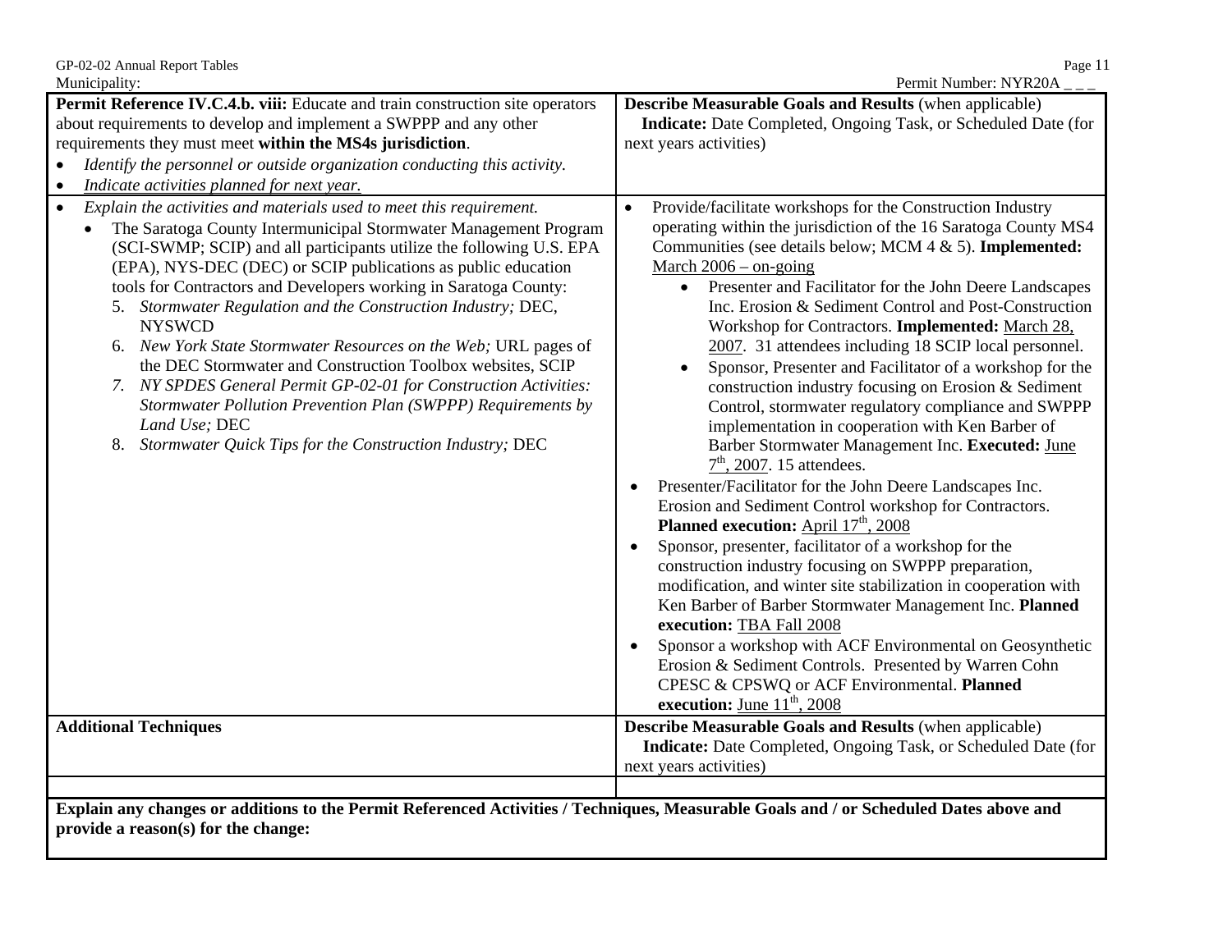Municipality: Permit Number: NYR20A _ _ _

| **Permit Reference IV.C.4.b. viii:** Educate and train construction site operators about requirements to develop and implement a SWPPP and any other requirements they must meet **within the MS4s jurisdiction**.<br>• *Identify the personnel or outside organization conducting this activity.*<br>• *Indicate activities planned for next year.* | **Describe Measurable Goals and Results** (when applicable)<br>**Indicate:** Date Completed, Ongoing Task, or Scheduled Date (for next years activities) |
|---|---|
| • *Explain the activities and materials used to meet this requirement.*<br>• The Saratoga County Intermunicipal Stormwater Management Program (SCI-SWMP; SCIP) and all participants utilize the following U.S. EPA (EPA), NYS-DEC (DEC) or SCIP publications as public education tools for Contractors and Developers working in Saratoga County:<br>5. *Stormwater Regulation and the Construction Industry;* DEC, NYSWCD<br>6. *New York State Stormwater Resources on the Web;* URL pages of the DEC Stormwater and Construction Toolbox websites, SCIP<br>7. *NY SPDES General Permit GP-02-01 for Construction Activities: Stormwater Pollution Prevention Plan (SWPPP) Requirements by Land Use;* DEC<br>8. *Stormwater Quick Tips for the Construction Industry;* DEC | • Provide/facilitate workshops for the Construction Industry operating within the jurisdiction of the 16 Saratoga County MS4 Communities (see details below; MCM 4 & 5). **Implemented:** March 2006 – on-going<br>  • Presenter and Facilitator for the John Deere Landscapes Inc. Erosion & Sediment Control and Post-Construction Workshop for Contractors. **Implemented:** March 28, 2007. 31 attendees including 18 SCIP local personnel.<br>  • Sponsor, Presenter and Facilitator of a workshop for the construction industry focusing on Erosion & Sediment Control, stormwater regulatory compliance and SWPPP implementation in cooperation with Ken Barber of Barber Stormwater Management Inc. **Executed:** June 7th, 2007. 15 attendees.<br>• Presenter/Facilitator for the John Deere Landscapes Inc. Erosion and Sediment Control workshop for Contractors. **Planned execution:** April 17th, 2008<br>• Sponsor, presenter, facilitator of a workshop for the construction industry focusing on SWPPP preparation, modification, and winter site stabilization in cooperation with Ken Barber of Barber Stormwater Management Inc. **Planned execution:** TBA Fall 2008<br>• Sponsor a workshop with ACF Environmental on Geosynthetic Erosion & Sediment Controls. Presented by Warren Cohn CPESC & CPSWQ or ACF Environmental. **Planned execution:** June 11th, 2008 |
| **Additional Techniques** | **Describe Measurable Goals and Results** (when applicable)<br>**Indicate:** Date Completed, Ongoing Task, or Scheduled Date (for next years activities) |
| | |

**Explain any changes or additions to the Permit Referenced Activities / Techniques, Measurable Goals and / or Scheduled Dates above and provide a reason(s) for the change:**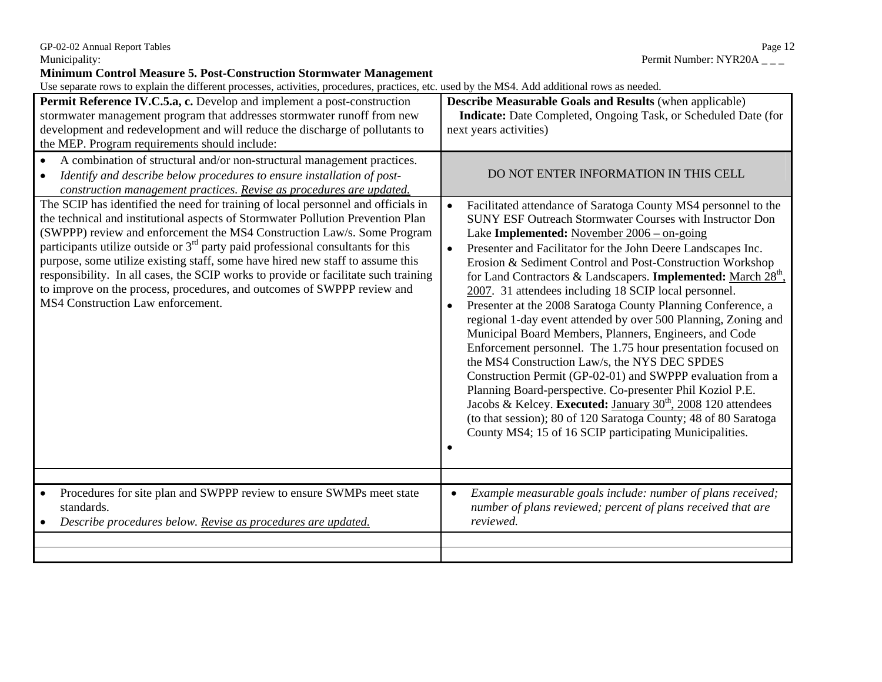Municipality: Permit Number: NYR20A _ _ _

**Minimum Control Measure 5. Post-Construction Stormwater Management**

Use separate rows to explain the different processes, activities, procedures, practices, etc. used by the MS4. Add additional rows as needed.

| **Permit Reference IV.C.5.a, c.** Develop and implement a post-construction stormwater management program that addresses stormwater runoff from new development and redevelopment and will reduce the discharge of pollutants to the MEP. Program requirements should include: | **Describe Measurable Goals and Results** (when applicable) **Indicate:** Date Completed, Ongoing Task, or Scheduled Date (for next years activities) |
|---|---|
| • A combination of structural and/or non-structural management practices.<br>• *Identify and describe below procedures to ensure installation of post-construction management practices. Revise as procedures are updated.* | DO NOT ENTER INFORMATION IN THIS CELL |
| The SCIP has identified the need for training of local personnel and officials in the technical and institutional aspects of Stormwater Pollution Prevention Plan (SWPPP) review and enforcement the MS4 Construction Law/s. Some Program participants utilize outside or 3rd party paid professional consultants for this purpose, some utilize existing staff, some have hired new staff to assume this responsibility. In all cases, the SCIP works to provide or facilitate such training to improve on the process, procedures, and outcomes of SWPPP review and MS4 Construction Law enforcement. | • Facilitated attendance of Saratoga County MS4 personnel to the SUNY ESF Outreach Stormwater Courses with Instructor Don Lake **Implemented:** November 2006 – on-going<br>• Presenter and Facilitator for the John Deere Landscapes Inc. Erosion & Sediment Control and Post-Construction Workshop for Land Contractors & Landscapers. **Implemented:** March 28th, 2007. 31 attendees including 18 SCIP local personnel.<br>• Presenter at the 2008 Saratoga County Planning Conference, a regional 1-day event attended by over 500 Planning, Zoning and Municipal Board Members, Planners, Engineers, and Code Enforcement personnel. The 1.75 hour presentation focused on the MS4 Construction Law/s, the NYS DEC SPDES Construction Permit (GP-02-01) and SWPPP evaluation from a Planning Board-perspective. Co-presenter Phil Koziol P.E. Jacobs & Kelcey. **Executed:** January 30th, 2008 120 attendees (to that session); 80 of 120 Saratoga County; 48 of 80 Saratoga County MS4; 15 of 16 SCIP participating Municipalities.<br>• |
| | |
| • Procedures for site plan and SWPPP review to ensure SWMPs meet state standards.<br>• *Describe procedures below. Revise as procedures are updated.* | • *Example measurable goals include: number of plans received; number of plans reviewed; percent of plans received that are reviewed.* |
| | |
| | |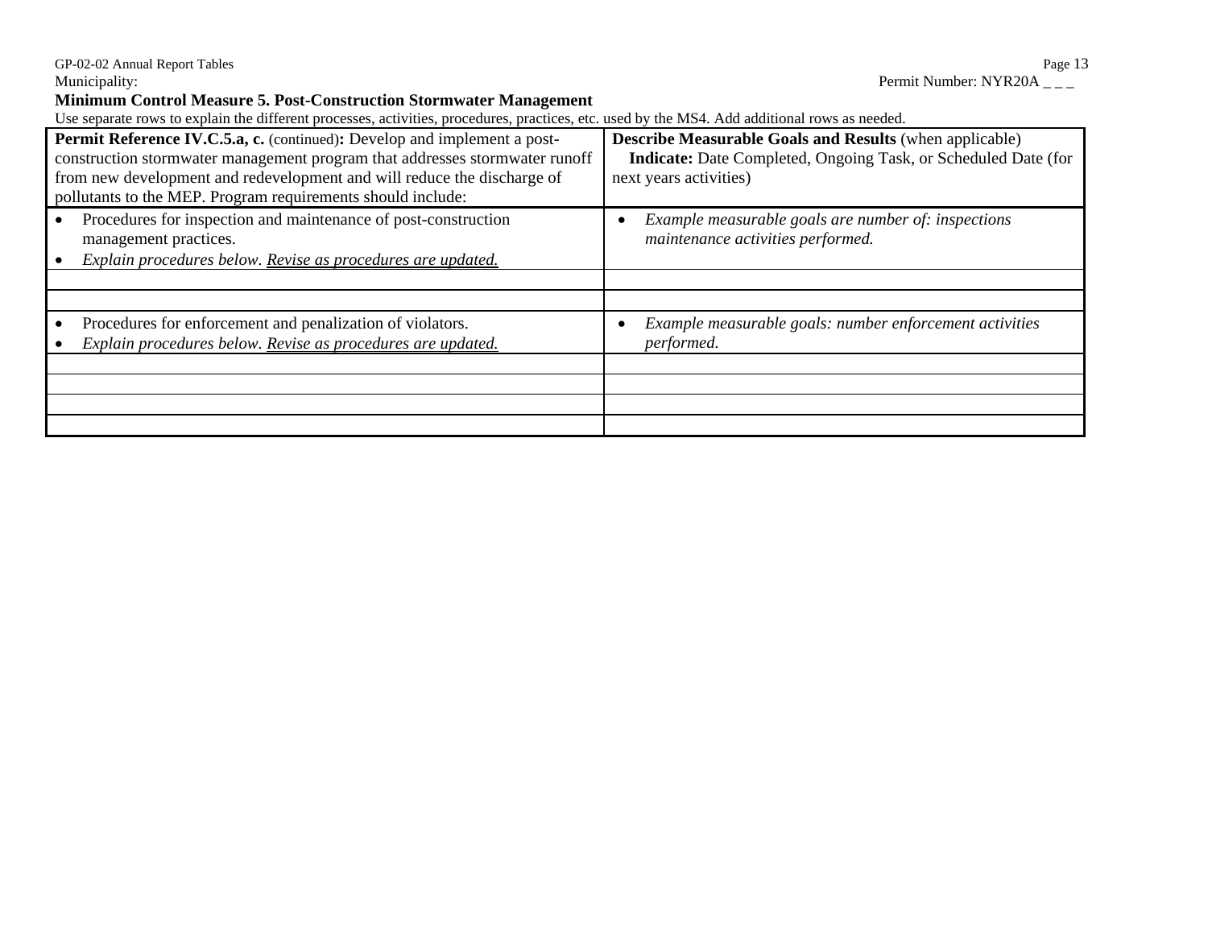Municipality: Permit Number: NYR20A _ _ _

**Minimum Control Measure 5. Post-Construction Stormwater Management**

Use separate rows to explain the different processes, activities, procedures, practices, etc. used by the MS4. Add additional rows as needed.

| **Permit Reference IV.C.5.a, c.** (continued)**:** Develop and implement a post-construction stormwater management program that addresses stormwater runoff from new development and redevelopment and will reduce the discharge of pollutants to the MEP. Program requirements should include: | **Describe Measurable Goals and Results** (when applicable) **Indicate:** Date Completed, Ongoing Task, or Scheduled Date (for next years activities) |
|---|---|
| • Procedures for inspection and maintenance of post-construction management practices.<br>• *Explain procedures below. Revise as procedures are updated.* | • *Example measurable goals are number of: inspections maintenance activities performed.* |
| | |
| | |
| • Procedures for enforcement and penalization of violators.<br>• *Explain procedures below. Revise as procedures are updated.* | • *Example measurable goals: number enforcement activities performed.* |
| | |
| | |
| | |
| | |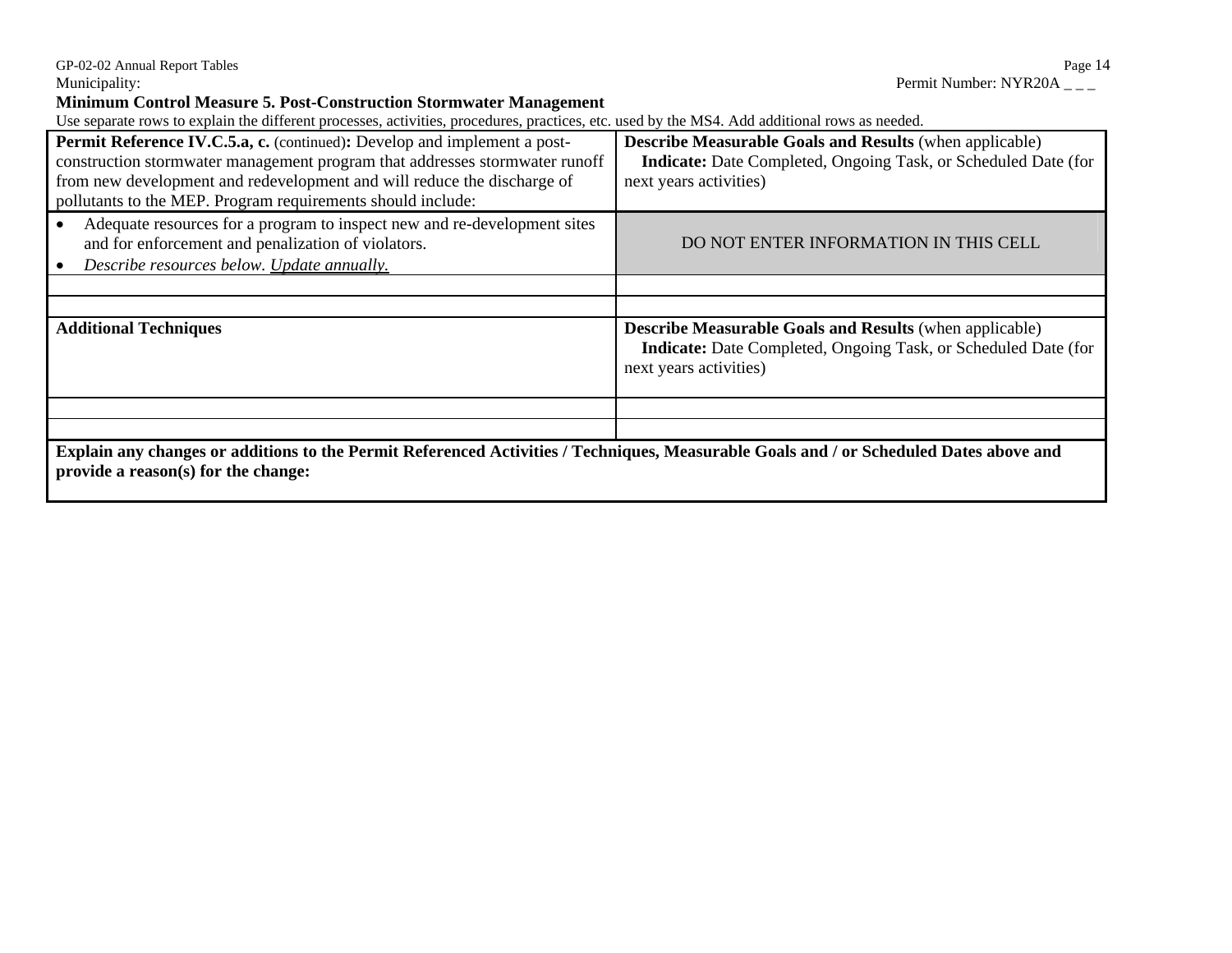Municipality: Permit Number: NYR20A _ _ _

**Minimum Control Measure 5. Post-Construction Stormwater Management**

Use separate rows to explain the different processes, activities, procedures, practices, etc. used by the MS4. Add additional rows as needed.

| **Permit Reference IV.C.5.a, c.** (continued)**:** Develop and implement a post-construction stormwater management program that addresses stormwater runoff from new development and redevelopment and will reduce the discharge of pollutants to the MEP. Program requirements should include: | **Describe Measurable Goals and Results** (when applicable) **Indicate:** Date Completed, Ongoing Task, or Scheduled Date (for next years activities) |
|---|---|
| • Adequate resources for a program to inspect new and re-development sites and for enforcement and penalization of violators.<br>• *Describe resources below. Update annually.* | DO NOT ENTER INFORMATION IN THIS CELL |
| | |
| | |
| **Additional Techniques** | **Describe Measurable Goals and Results** (when applicable) **Indicate:** Date Completed, Ongoing Task, or Scheduled Date (for next years activities) |
| | |
| | |
| **Explain any changes or additions to the Permit Referenced Activities / Techniques, Measurable Goals and / or Scheduled Dates above and provide a reason(s) for the change:** | |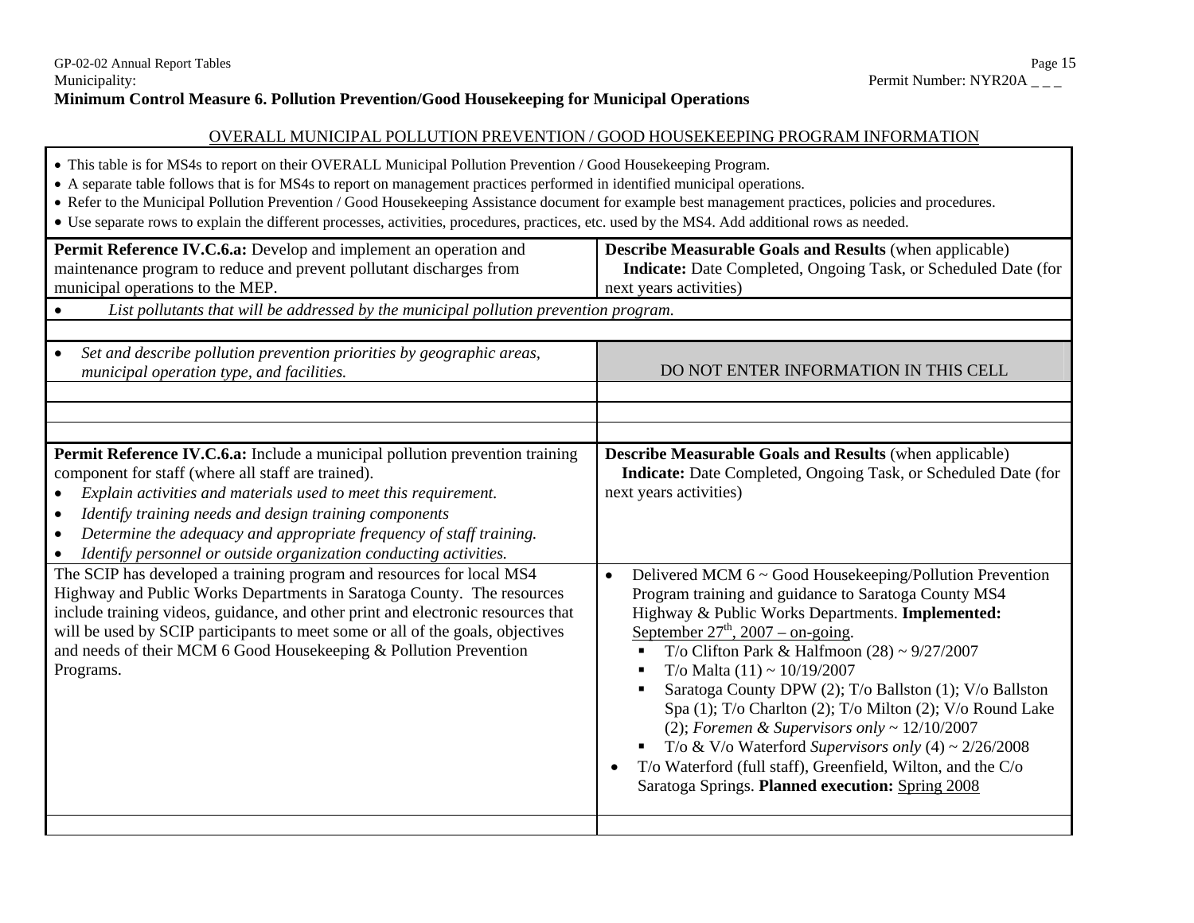**Minimum Control Measure 6. Pollution Prevention/Good Housekeeping for Municipal Operations**

OVERALL MUNICIPAL POLLUTION PREVENTION / GOOD HOUSEKEEPING PROGRAM INFORMATION

- This table is for MS4s to report on their OVERALL Municipal Pollution Prevention / Good Housekeeping Program.
- A separate table follows that is for MS4s to report on management practices performed in identified municipal operations.
- Refer to the Municipal Pollution Prevention / Good Housekeeping Assistance document for example best management practices, policies and procedures.
- Use separate rows to explain the different processes, activities, procedures, practices, etc. used by the MS4. Add additional rows as needed.

| **Permit Reference IV.C.6.a:** Develop and implement an operation and maintenance program to reduce and prevent pollutant discharges from municipal operations to the MEP. | **Describe Measurable Goals and Results** (when applicable) **Indicate:** Date Completed, Ongoing Task, or Scheduled Date (for next years activities) |
|---|---|
| • *List pollutants that will be addressed by the municipal pollution prevention program.* | |
| | |
| • *Set and describe pollution prevention priorities by geographic areas, municipal operation type, and facilities.* | DO NOT ENTER INFORMATION IN THIS CELL |
| | |
| | |
| | |
| **Permit Reference IV.C.6.a:** Include a municipal pollution prevention training component for staff (where all staff are trained).<br>• *Explain activities and materials used to meet this requirement.*<br>• *Identify training needs and design training components*<br>• *Determine the adequacy and appropriate frequency of staff training.*<br>• *Identify personnel or outside organization conducting activities.* | **Describe Measurable Goals and Results** (when applicable) **Indicate:** Date Completed, Ongoing Task, or Scheduled Date (for next years activities) |
| The SCIP has developed a training program and resources for local MS4 Highway and Public Works Departments in Saratoga County. The resources include training videos, guidance, and other print and electronic resources that will be used by SCIP participants to meet some or all of the goals, objectives and needs of their MCM 6 Good Housekeeping & Pollution Prevention Programs. | • Delivered MCM 6 ~ Good Housekeeping/Pollution Prevention Program training and guidance to Saratoga County MS4 Highway & Public Works Departments. **Implemented:** September 27th, 2007 – on-going.<br>&nbsp;&nbsp;▪ T/o Clifton Park & Halfmoon (28) ~ 9/27/2007<br>&nbsp;&nbsp;▪ T/o Malta (11) ~ 10/19/2007<br>&nbsp;&nbsp;▪ Saratoga County DPW (2); T/o Ballston (1); V/o Ballston Spa (1); T/o Charlton (2); T/o Milton (2); V/o Round Lake (2); *Foremen & Supervisors only* ~ 12/10/2007<br>&nbsp;&nbsp;▪ T/o & V/o Waterford *Supervisors only* (4) ~ 2/26/2008<br>• T/o Waterford (full staff), Greenfield, Wilton, and the C/o Saratoga Springs. **Planned execution:** Spring 2008 |
| | |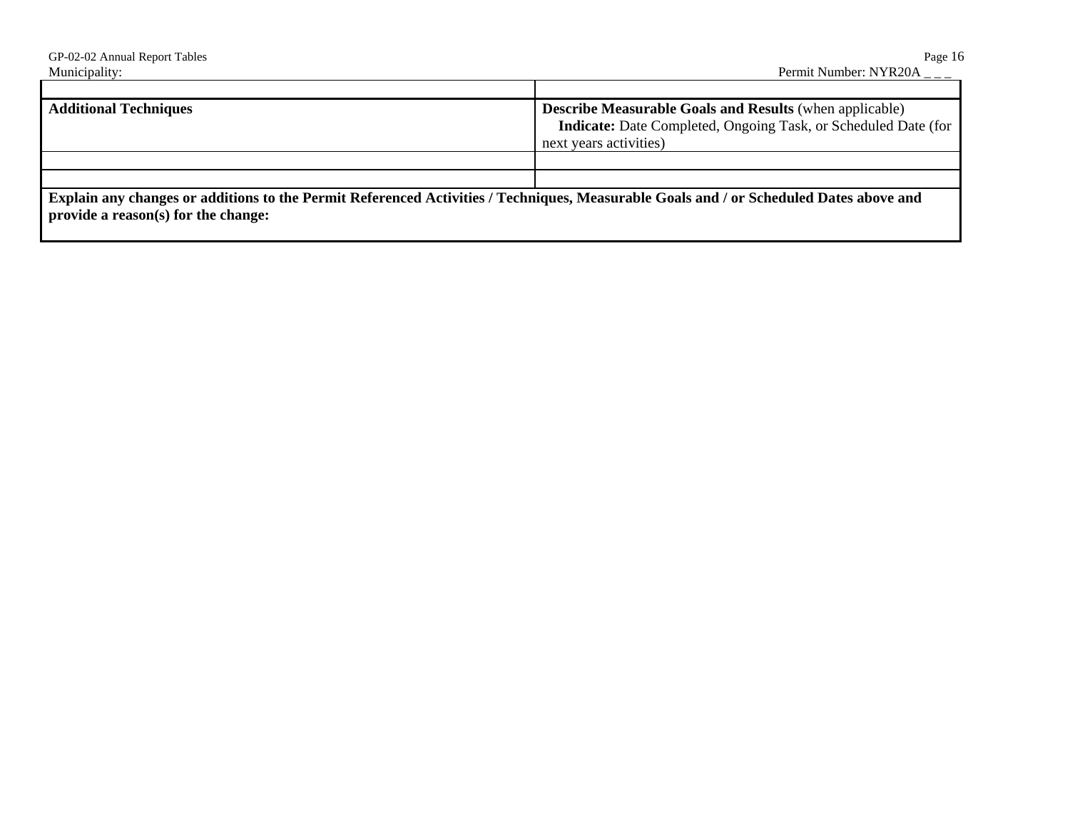| | |
|---|---|
| **Additional Techniques** | **Describe Measurable Goals and Results** (when applicable) **Indicate:** Date Completed, Ongoing Task, or Scheduled Date (for next years activities) |
| | |
| | |
| **Explain any changes or additions to the Permit Referenced Activities / Techniques, Measurable Goals and / or Scheduled Dates above and provide a reason(s) for the change:** | |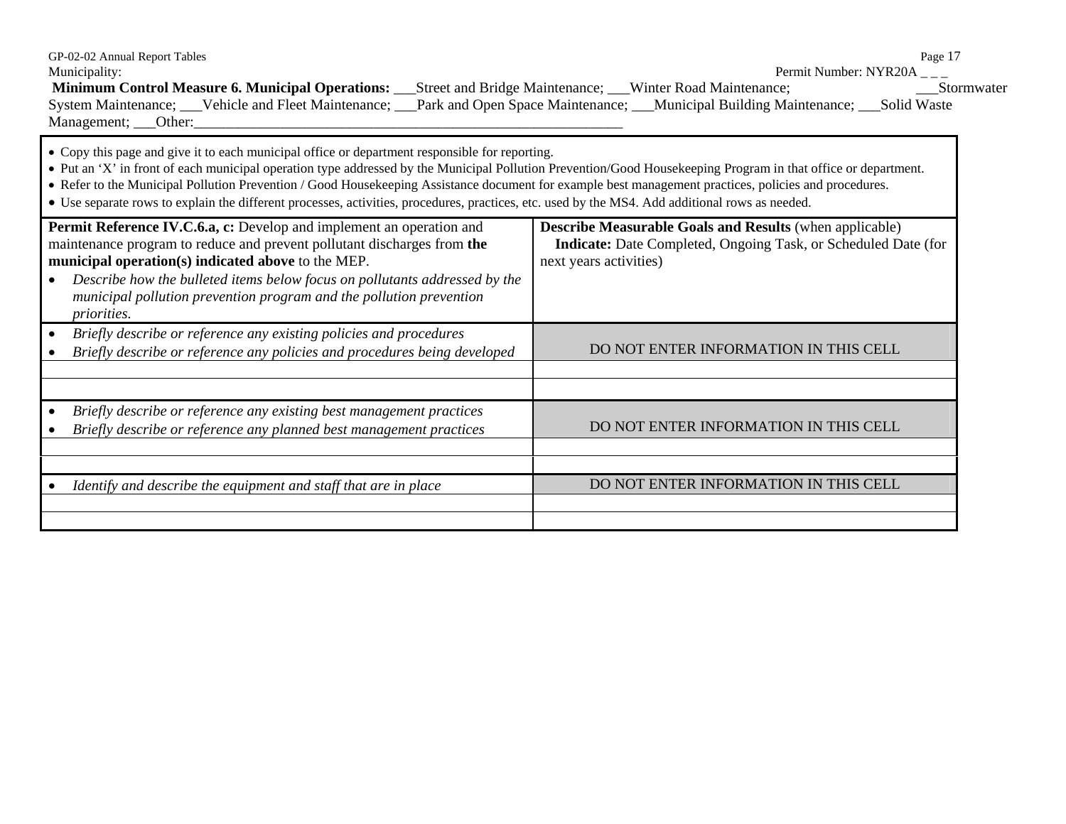Municipality: Permit Number: NYR20A _ _ _

**Minimum Control Measure 6. Municipal Operations:** ___Street and Bridge Maintenance; ___Winter Road Maintenance; ___Stormwater System Maintenance; ___Vehicle and Fleet Maintenance; ___Park and Open Space Maintenance; ___Municipal Building Maintenance; ___Solid Waste Management; ___Other:___________________________________________________________

- Copy this page and give it to each municipal office or department responsible for reporting.
- Put an 'X' in front of each municipal operation type addressed by the Municipal Pollution Prevention/Good Housekeeping Program in that office or department.
- Refer to the Municipal Pollution Prevention / Good Housekeeping Assistance document for example best management practices, policies and procedures.
- Use separate rows to explain the different processes, activities, procedures, practices, etc. used by the MS4. Add additional rows as needed.

| **Permit Reference IV.C.6.a, c:** Develop and implement an operation and maintenance program to reduce and prevent pollutant discharges from **the municipal operation(s) indicated above** to the MEP.<br>• *Describe how the bulleted items below focus on pollutants addressed by the municipal pollution prevention program and the pollution prevention priorities.* | **Describe Measurable Goals and Results** (when applicable)<br>**Indicate:** Date Completed, Ongoing Task, or Scheduled Date (for next years activities) |
|---|---|
| • *Briefly describe or reference any existing policies and procedures*<br>• *Briefly describe or reference any policies and procedures being developed* | DO NOT ENTER INFORMATION IN THIS CELL |
| | |
| | |
| • *Briefly describe or reference any existing best management practices*<br>• *Briefly describe or reference any planned best management practices* | DO NOT ENTER INFORMATION IN THIS CELL |
| | |
| | |
| • *Identify and describe the equipment and staff that are in place* | DO NOT ENTER INFORMATION IN THIS CELL |
| | |
| | |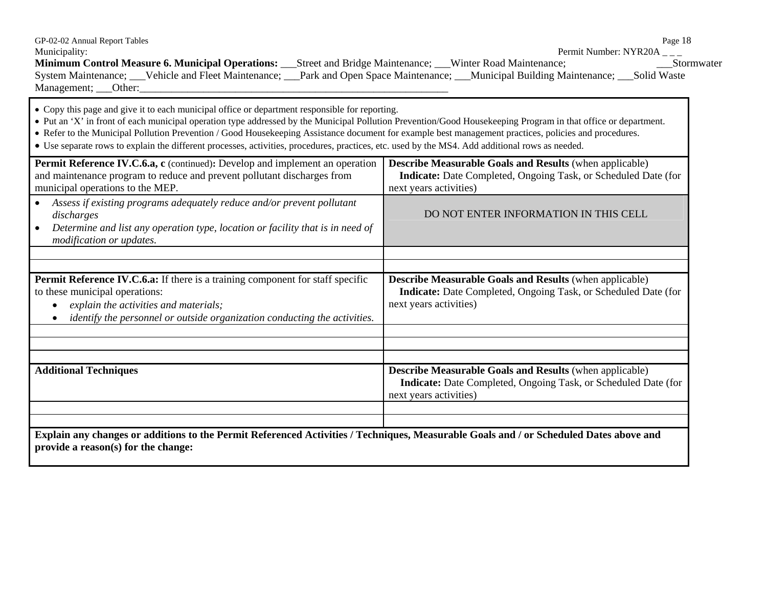Municipality: Permit Number: NYR20A _ _ _

**Minimum Control Measure 6. Municipal Operations:** ___Street and Bridge Maintenance; ___Winter Road Maintenance; ___Stormwater System Maintenance; ___Vehicle and Fleet Maintenance; ___Park and Open Space Maintenance; ___Municipal Building Maintenance; ___Solid Waste Management; ___Other:_______________________________________________________________

- Copy this page and give it to each municipal office or department responsible for reporting.
- Put an 'X' in front of each municipal operation type addressed by the Municipal Pollution Prevention/Good Housekeeping Program in that office or department.
- Refer to the Municipal Pollution Prevention / Good Housekeeping Assistance document for example best management practices, policies and procedures.
- Use separate rows to explain the different processes, activities, procedures, practices, etc. used by the MS4. Add additional rows as needed.

| **Permit Reference IV.C.6.a, c** (continued)**:** Develop and implement an operation and maintenance program to reduce and prevent pollutant discharges from municipal operations to the MEP. | **Describe Measurable Goals and Results** (when applicable) **Indicate:** Date Completed, Ongoing Task, or Scheduled Date (for next years activities) |
|---|---|
| • *Assess if existing programs adequately reduce and/or prevent pollutant discharges* <br> • *Determine and list any operation type, location or facility that is in need of modification or updates.* | DO NOT ENTER INFORMATION IN THIS CELL |
| | |
| | |
| **Permit Reference IV.C.6.a:** If there is a training component for staff specific to these municipal operations: <br> • *explain the activities and materials;* <br> • *identify the personnel or outside organization conducting the activities.* | **Describe Measurable Goals and Results** (when applicable) **Indicate:** Date Completed, Ongoing Task, or Scheduled Date (for next years activities) |
| | |
| | |
| | |
| **Additional Techniques** | **Describe Measurable Goals and Results** (when applicable) **Indicate:** Date Completed, Ongoing Task, or Scheduled Date (for next years activities) |
| | |
| | |
| **Explain any changes or additions to the Permit Referenced Activities / Techniques, Measurable Goals and / or Scheduled Dates above and provide a reason(s) for the change:** | |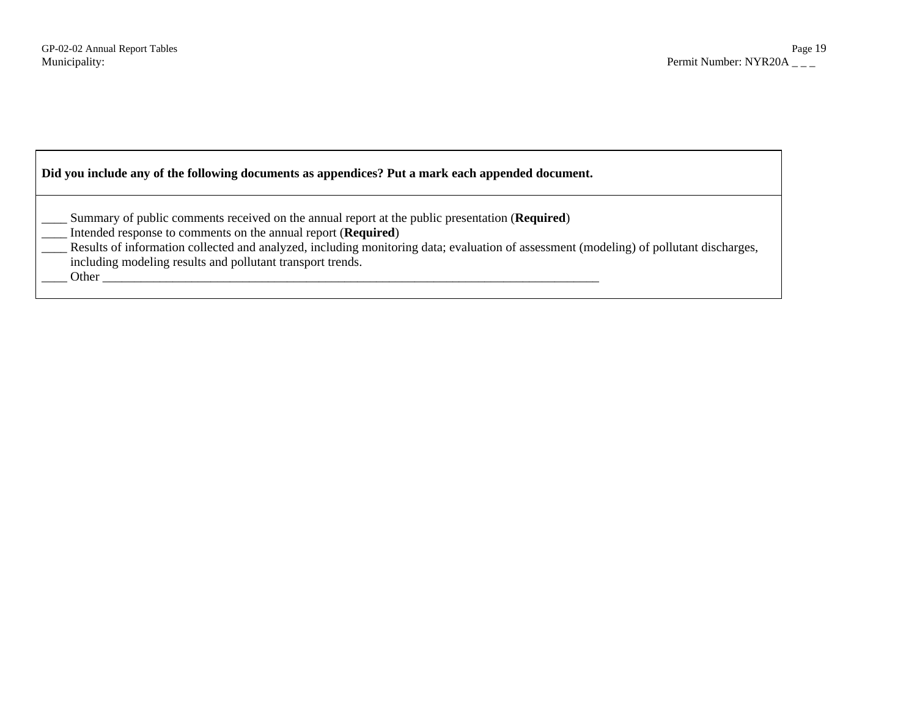| Did you include any of the following documents as appendices? Put a mark each appended document. |
|---|
| ____ Summary of public comments received on the annual report at the public presentation (**Required**)<br>____ Intended response to comments on the annual report (**Required**)<br>____ Results of information collected and analyzed, including monitoring data; evaluation of assessment (modeling) of pollutant discharges, including modeling results and pollutant transport trends.<br>____ Other ________________________________________________________________________________ |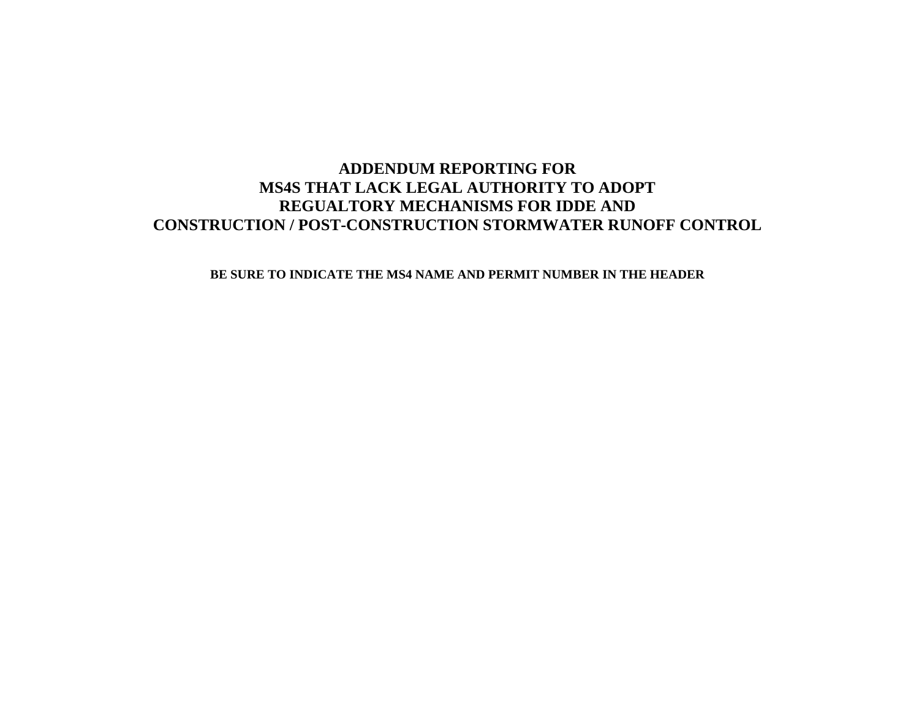# ADDENDUM REPORTING FOR MS4S THAT LACK LEGAL AUTHORITY TO ADOPT REGUALTORY MECHANISMS FOR IDDE AND CONSTRUCTION / POST-CONSTRUCTION STORMWATER RUNOFF CONTROL

**BE SURE TO INDICATE THE MS4 NAME AND PERMIT NUMBER IN THE HEADER**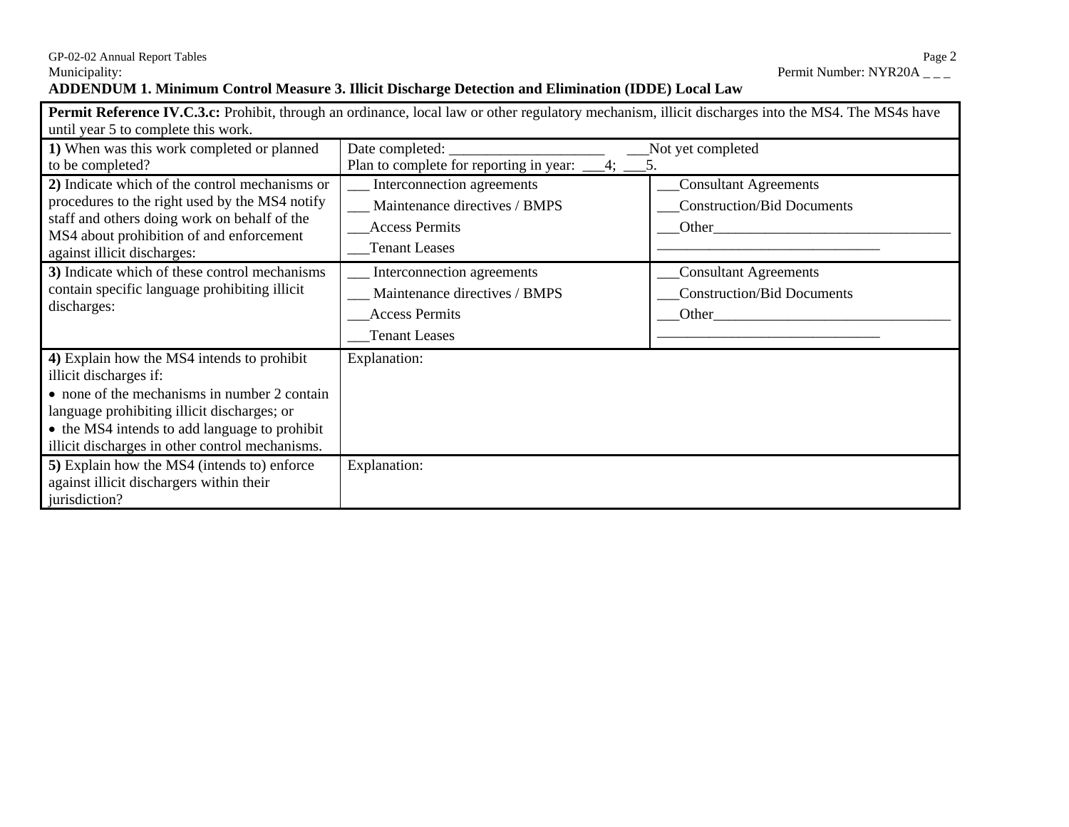Municipality: Permit Number: NYR20A _ _ _

**ADDENDUM 1. Minimum Control Measure 3. Illicit Discharge Detection and Elimination (IDDE) Local Law**

| **Permit Reference IV.C.3.c:** Prohibit, through an ordinance, local law or other regulatory mechanism, illicit discharges into the MS4. The MS4s have until year 5 to complete this work. | | |
|---|---|---|
| **1)** When was this work completed or planned to be completed? | Date completed: ____________________ ___Not yet completed<br>Plan to complete for reporting in year: ___4; ___5. | |
| **2)** Indicate which of the control mechanisms or procedures to the right used by the MS4 notify staff and others doing work on behalf of the MS4 about prohibition of and enforcement against illicit discharges: | ___ Interconnection agreements<br>___ Maintenance directives / BMPS<br>___Access Permits<br>___Tenant Leases | ___Consultant Agreements<br>___Construction/Bid Documents<br>___Other________________________________<br>_____________________________ |
| **3)** Indicate which of these control mechanisms contain specific language prohibiting illicit discharges: | ___ Interconnection agreements<br>___ Maintenance directives / BMPS<br>___Access Permits<br>___Tenant Leases | ___Consultant Agreements<br>___Construction/Bid Documents<br>___Other________________________________<br>_____________________________ |
| **4)** Explain how the MS4 intends to prohibit illicit discharges if:<br>• none of the mechanisms in number 2 contain language prohibiting illicit discharges; or<br>• the MS4 intends to add language to prohibit illicit discharges in other control mechanisms. | Explanation: | |
| **5)** Explain how the MS4 (intends to) enforce against illicit dischargers within their jurisdiction? | Explanation: | |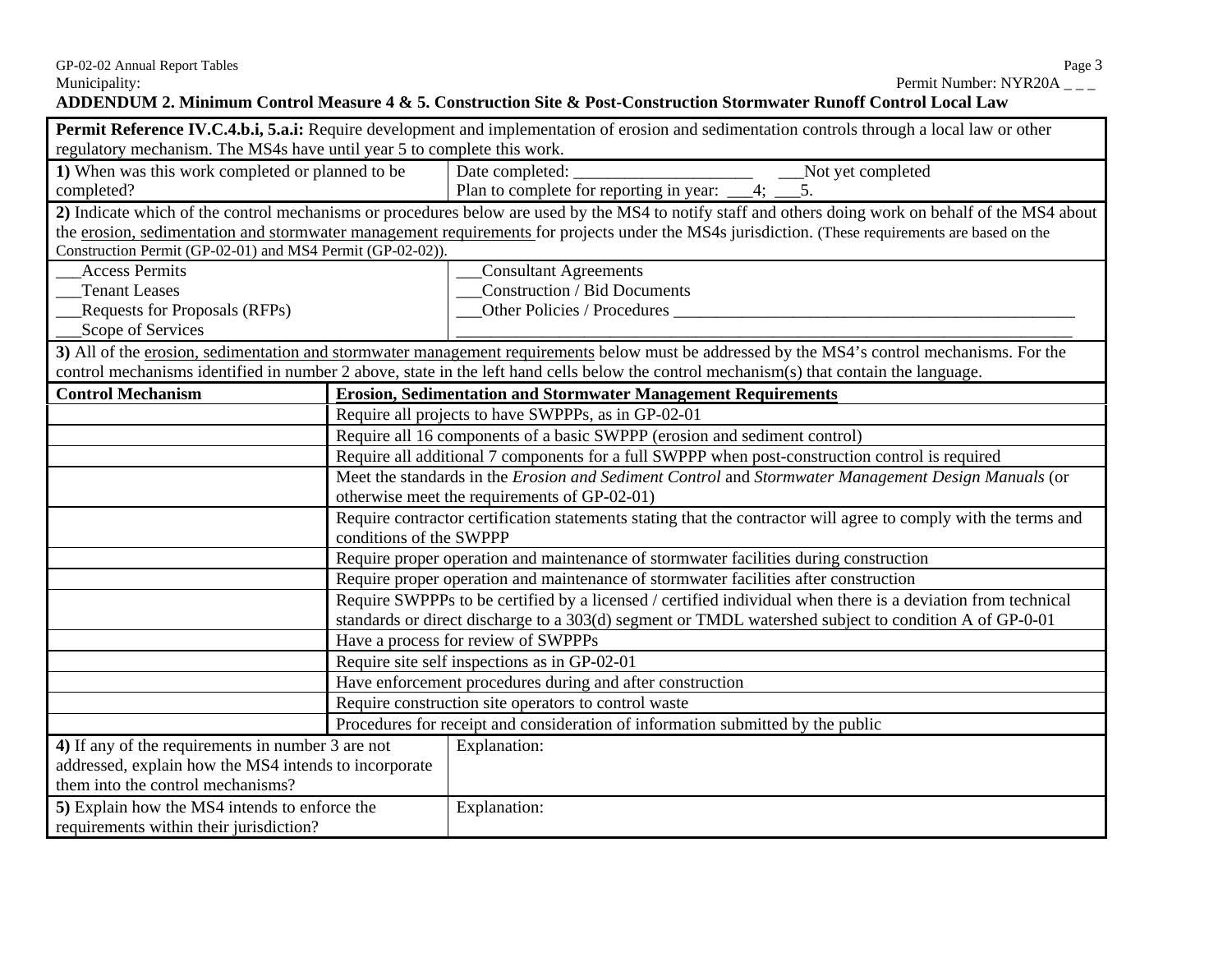Municipality: Permit Number: NYR20A _ _ _

## ADDENDUM 2. Minimum Control Measure 4 & 5. Construction Site & Post-Construction Stormwater Runoff Control Local Law

**Permit Reference IV.C.4.b.i, 5.a.i:** Require development and implementation of erosion and sedimentation controls through a local law or other regulatory mechanism. The MS4s have until year 5 to complete this work.

| | |
|---|---|
| **1)** When was this work completed or planned to be completed? | Date completed: ____________________ ___Not yet completed<br>Plan to complete for reporting in year: ___4; ___5. |

**2)** Indicate which of the control mechanisms or procedures below are used by the MS4 to notify staff and others doing work on behalf of the MS4 about the erosion, sedimentation and stormwater management requirements for projects under the MS4s jurisdiction. (These requirements are based on the Construction Permit (GP-02-01) and MS4 Permit (GP-02-02)).

| | |
|---|---|
| ___Access Permits<br>___Tenant Leases<br>___Requests for Proposals (RFPs)<br>___Scope of Services | ___Consultant Agreements<br>___Construction / Bid Documents<br>___Other Policies / Procedures ______________________________________________<br>______________________________________________________________________ |

**3)** All of the erosion, sedimentation and stormwater management requirements below must be addressed by the MS4's control mechanisms. For the control mechanisms identified in number 2 above, state in the left hand cells below the control mechanism(s) that contain the language.

| Control Mechanism | Erosion, Sedimentation and Stormwater Management Requirements |
|---|---|
| | Require all projects to have SWPPPs, as in GP-02-01 |
| | Require all 16 components of a basic SWPPP (erosion and sediment control) |
| | Require all additional 7 components for a full SWPPP when post-construction control is required |
| | Meet the standards in the *Erosion and Sediment Control* and *Stormwater Management Design Manuals* (or otherwise meet the requirements of GP-02-01) |
| | Require contractor certification statements stating that the contractor will agree to comply with the terms and conditions of the SWPPP |
| | Require proper operation and maintenance of stormwater facilities during construction |
| | Require proper operation and maintenance of stormwater facilities after construction |
| | Require SWPPPs to be certified by a licensed / certified individual when there is a deviation from technical standards or direct discharge to a 303(d) segment or TMDL watershed subject to condition A of GP-0-01 |
| | Have a process for review of SWPPPs |
| | Require site self inspections as in GP-02-01 |
| | Have enforcement procedures during and after construction |
| | Require construction site operators to control waste |
| | Procedures for receipt and consideration of information submitted by the public |

| | |
|---|---|
| **4)** If any of the requirements in number 3 are not addressed, explain how the MS4 intends to incorporate them into the control mechanisms? | Explanation: |
| **5)** Explain how the MS4 intends to enforce the requirements within their jurisdiction? | Explanation: |